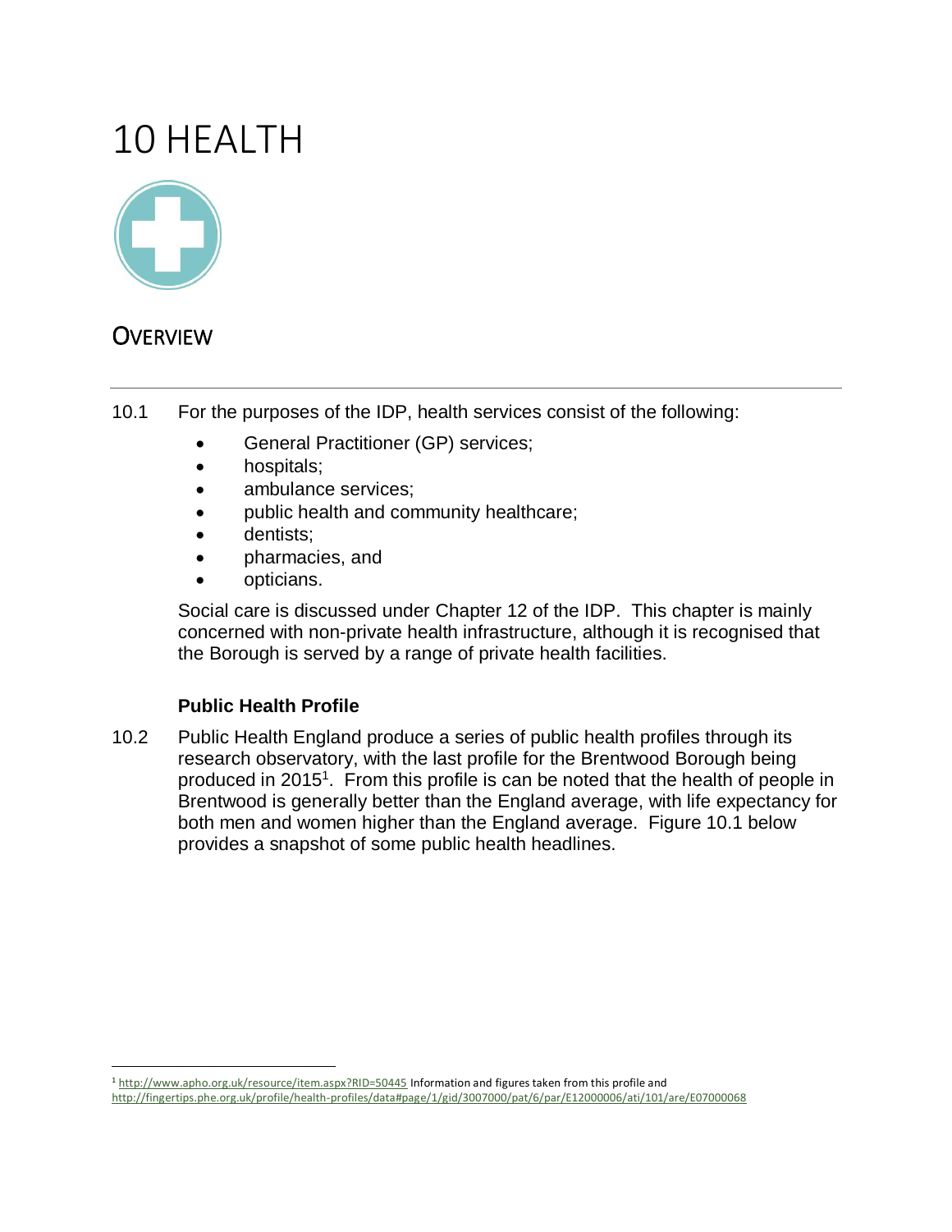# 10 HEALTH

## OVERVIEW

10.1 For the purposes of the IDP, health services consist of the following:

- General Practitioner (GP) services;
- hospitals;
- ambulance services;
- public health and community healthcare;
- dentists;
- pharmacies, and
- opticians.

Social care is discussed under Chapter 12 of the IDP. This chapter is mainly concerned with non-private health infrastructure, although it is recognised that the Borough is served by a range of private health facilities.

### Public Health Profile

10.2 Public Health England produce a series of public health profiles through its research observatory, with the last profile for the Brentwood Borough being produced in 2015[1]. From this profile is can be noted that the health of people in Brentwood is generally better than the England average, with life expectancy for both men and women higher than the England average. Figure 10.1 below provides a snapshot of some public health headlines.

---

[1] http://www.apho.org.uk/resource/item.aspx?RID=50445 Information and figures taken from this profile and http://fingertips.phe.org.uk/profile/health-profiles/data#page/1/gid/3007000/pat/6/par/E12000006/ati/101/are/E07000068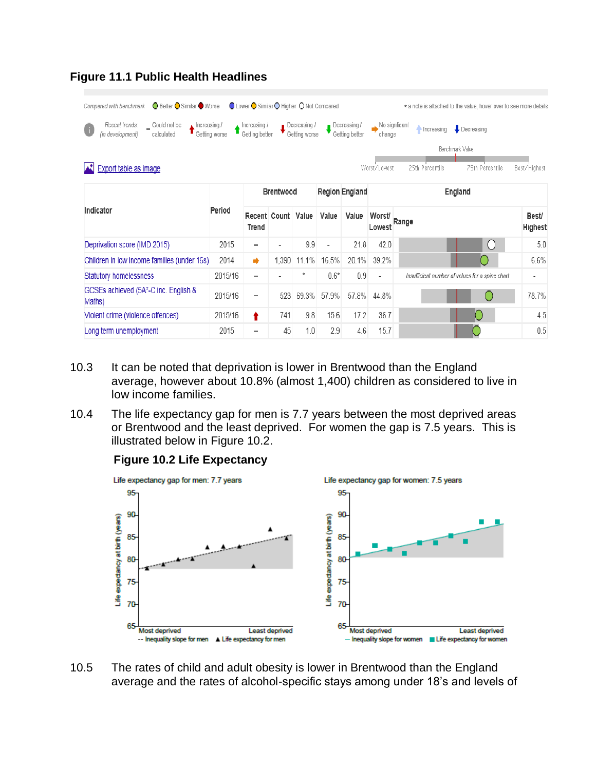**Figure 11.1 Public Health Headlines**

Compared with benchmark: Better / Similar / Worse — Lower / Similar / Higher / Not Compared — * a note is attached to the value, hover over to see more details

Recent trends (in development): Could not be calculated / Increasing / Getting worse / Increasing / Getting better / Decreasing / Getting worse / Decreasing / Getting better / No significant change / Increasing / Decreasing

Benchmark Value — Worst/Lowest — 25th Percentile — 75th Percentile — Best/Highest

Export table as image

| Indicator | Period | Brentwood | | | Region | England | England | | |
|---|---|---|---|---|---|---|---|---|---|
| | | Recent Trend | Count | Value | Value | Value | Worst/ Lowest | Range | Best/ Highest |
| Deprivation score (IMD 2015) | 2015 | - | - | 9.9 | - | 21.8 | 42.0 | | 5.0 |
| Children in low income families (under 16s) | 2014 | ➡ | 1,390 | 11.1% | 16.5% | 20.1% | 39.2% | | 6.6% |
| Statutory homelessness | 2015/16 | - | - | * | 0.6* | 0.9 | - | Insufficient number of values for a spine chart | - |
| GCSEs achieved (5A*-C inc. English & Maths) | 2015/16 | - | 523 | 69.3% | 57.9% | 57.8% | 44.8% | | 78.7% |
| Violent crime (violence offences) | 2015/16 | ⬆ | 741 | 9.8 | 15.6 | 17.2 | 36.7 | | 4.5 |
| Long term unemployment | 2015 | - | 45 | 1.0 | 2.9 | 4.6 | 15.7 | | 0.5 |

10.3 It can be noted that deprivation is lower in Brentwood than the England average, however about 10.8% (almost 1,400) children as considered to live in low income families.

10.4 The life expectancy gap for men is 7.7 years between the most deprived areas or Brentwood and the least deprived. For women the gap is 7.5 years. This is illustrated below in Figure 10.2.

**Figure 10.2 Life Expectancy**

Life expectancy gap for men: 7.7 years

Life expectancy gap for women: 7.5 years

10.5 The rates of child and adult obesity is lower in Brentwood than the England average and the rates of alcohol-specific stays among under 18's and levels of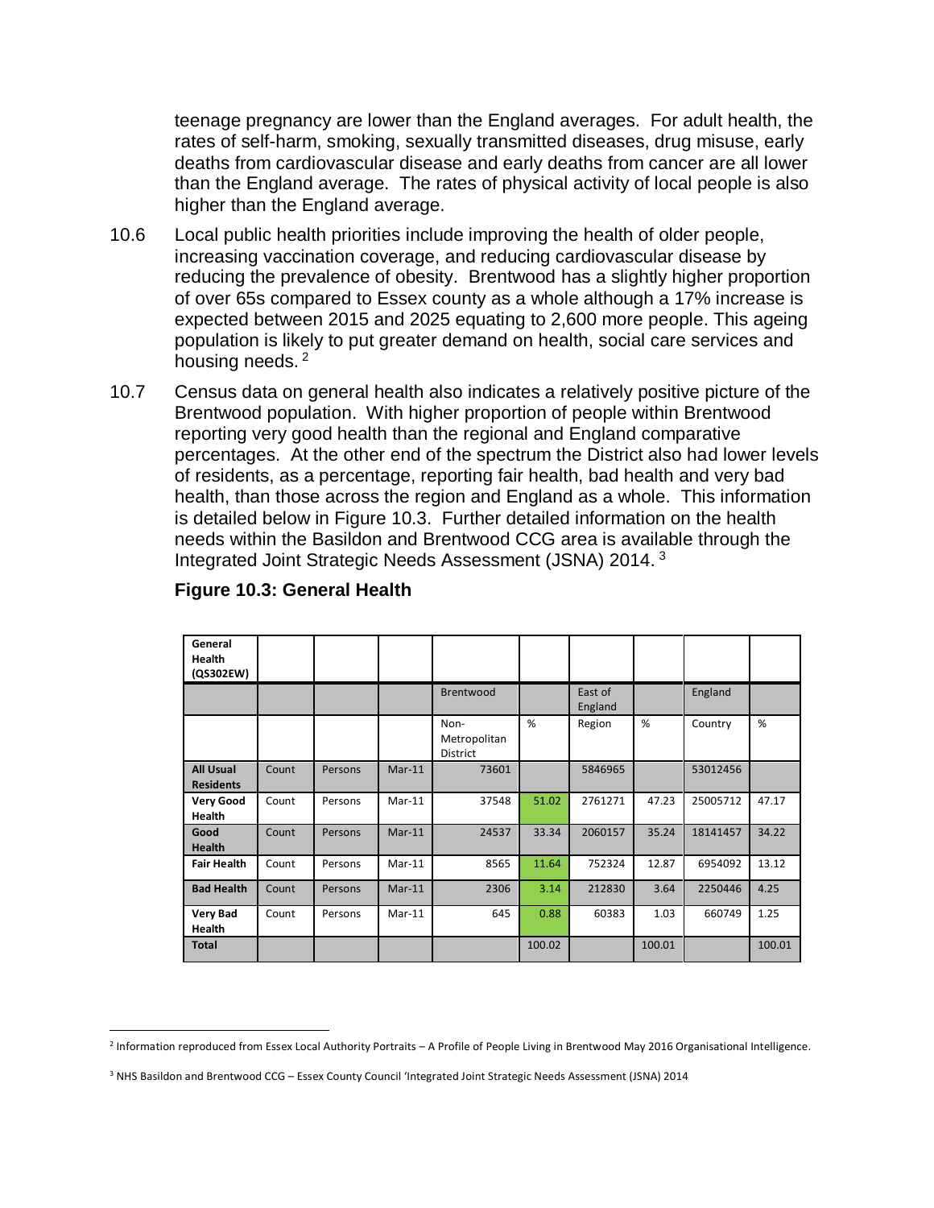teenage pregnancy are lower than the England averages. For adult health, the rates of self-harm, smoking, sexually transmitted diseases, drug misuse, early deaths from cardiovascular disease and early deaths from cancer are all lower than the England average. The rates of physical activity of local people is also higher than the England average.

10.6 Local public health priorities include improving the health of older people, increasing vaccination coverage, and reducing cardiovascular disease by reducing the prevalence of obesity. Brentwood has a slightly higher proportion of over 65s compared to Essex county as a whole although a 17% increase is expected between 2015 and 2025 equating to 2,600 more people. This ageing population is likely to put greater demand on health, social care services and housing needs. [2]

10.7 Census data on general health also indicates a relatively positive picture of the Brentwood population. With higher proportion of people within Brentwood reporting very good health than the regional and England comparative percentages. At the other end of the spectrum the District also had lower levels of residents, as a percentage, reporting fair health, bad health and very bad health, than those across the region and England as a whole. This information is detailed below in Figure 10.3. Further detailed information on the health needs within the Basildon and Brentwood CCG area is available through the Integrated Joint Strategic Needs Assessment (JSNA) 2014. [3]

**Figure 10.3: General Health**

| General Health (QS302EW) | | | | | | | | | |
|---|---|---|---|---|---|---|---|---|---|
| | | | | Brentwood | | East of England | | England | |
| | | | | Non-Metropolitan District | % | Region | % | Country | % |
| **All Usual Residents** | Count | Persons | Mar-11 | 73601 | | 5846965 | | 53012456 | |
| **Very Good Health** | Count | Persons | Mar-11 | 37548 | 51.02 | 2761271 | 47.23 | 25005712 | 47.17 |
| **Good Health** | Count | Persons | Mar-11 | 24537 | 33.34 | 2060157 | 35.24 | 18141457 | 34.22 |
| **Fair Health** | Count | Persons | Mar-11 | 8565 | 11.64 | 752324 | 12.87 | 6954092 | 13.12 |
| **Bad Health** | Count | Persons | Mar-11 | 2306 | 3.14 | 212830 | 3.64 | 2250446 | 4.25 |
| **Very Bad Health** | Count | Persons | Mar-11 | 645 | 0.88 | 60383 | 1.03 | 660749 | 1.25 |
| **Total** | | | | | 100.02 | | 100.01 | | 100.01 |

[2] Information reproduced from Essex Local Authority Portraits – A Profile of People Living in Brentwood May 2016 Organisational Intelligence.

[3] NHS Basildon and Brentwood CCG – Essex County Council 'Integrated Joint Strategic Needs Assessment (JSNA) 2014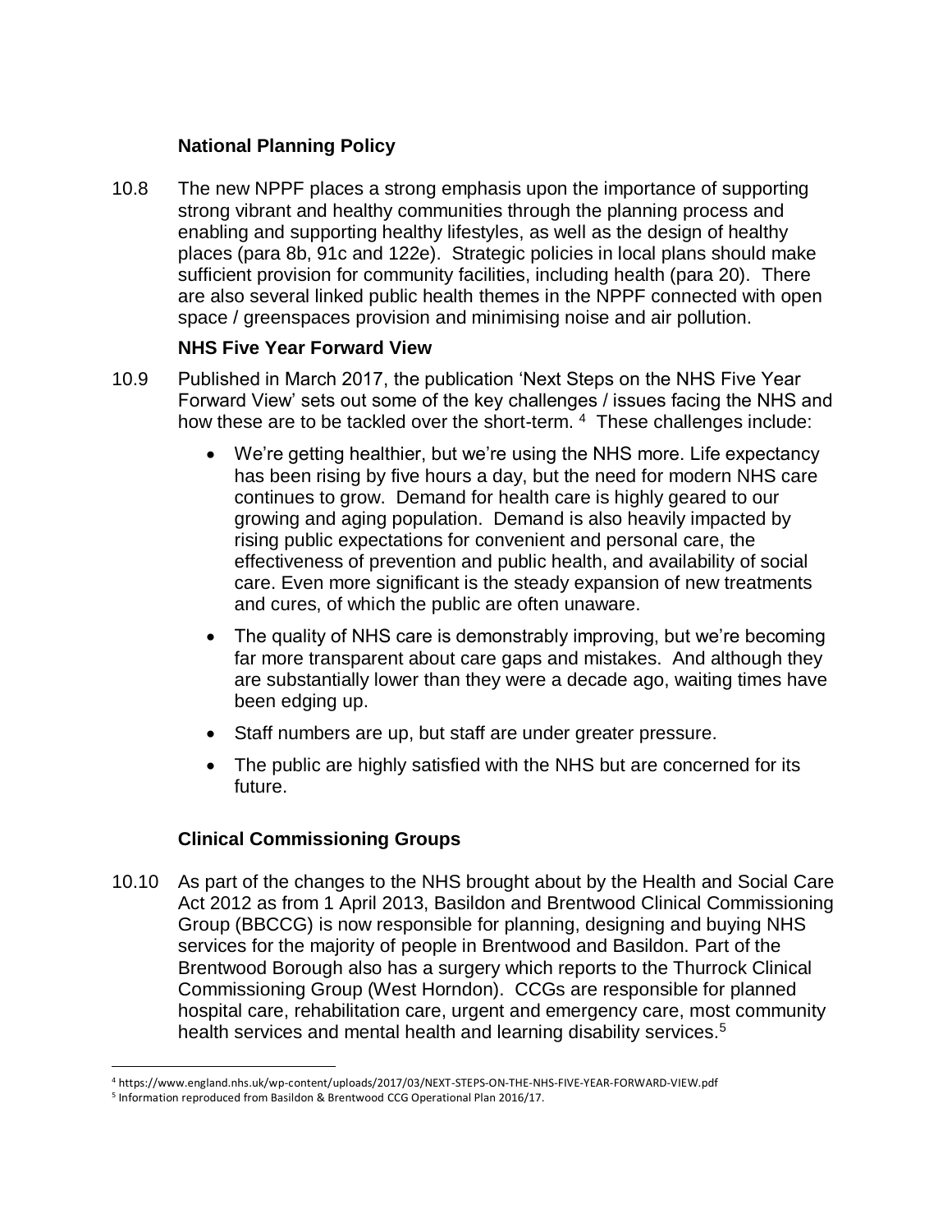### National Planning Policy

10.8 The new NPPF places a strong emphasis upon the importance of supporting strong vibrant and healthy communities through the planning process and enabling and supporting healthy lifestyles, as well as the design of healthy places (para 8b, 91c and 122e). Strategic policies in local plans should make sufficient provision for community facilities, including health (para 20). There are also several linked public health themes in the NPPF connected with open space / greenspaces provision and minimising noise and air pollution.

### NHS Five Year Forward View

10.9 Published in March 2017, the publication 'Next Steps on the NHS Five Year Forward View' sets out some of the key challenges / issues facing the NHS and how these are to be tackled over the short-term. [4] These challenges include:

- We're getting healthier, but we're using the NHS more. Life expectancy has been rising by five hours a day, but the need for modern NHS care continues to grow. Demand for health care is highly geared to our growing and aging population. Demand is also heavily impacted by rising public expectations for convenient and personal care, the effectiveness of prevention and public health, and availability of social care. Even more significant is the steady expansion of new treatments and cures, of which the public are often unaware.
- The quality of NHS care is demonstrably improving, but we're becoming far more transparent about care gaps and mistakes. And although they are substantially lower than they were a decade ago, waiting times have been edging up.
- Staff numbers are up, but staff are under greater pressure.
- The public are highly satisfied with the NHS but are concerned for its future.

### Clinical Commissioning Groups

10.10 As part of the changes to the NHS brought about by the Health and Social Care Act 2012 as from 1 April 2013, Basildon and Brentwood Clinical Commissioning Group (BBCCG) is now responsible for planning, designing and buying NHS services for the majority of people in Brentwood and Basildon. Part of the Brentwood Borough also has a surgery which reports to the Thurrock Clinical Commissioning Group (West Horndon). CCGs are responsible for planned hospital care, rehabilitation care, urgent and emergency care, most community health services and mental health and learning disability services.[5]

---

[4] https://www.england.nhs.uk/wp-content/uploads/2017/03/NEXT-STEPS-ON-THE-NHS-FIVE-YEAR-FORWARD-VIEW.pdf

[5] Information reproduced from Basildon & Brentwood CCG Operational Plan 2016/17.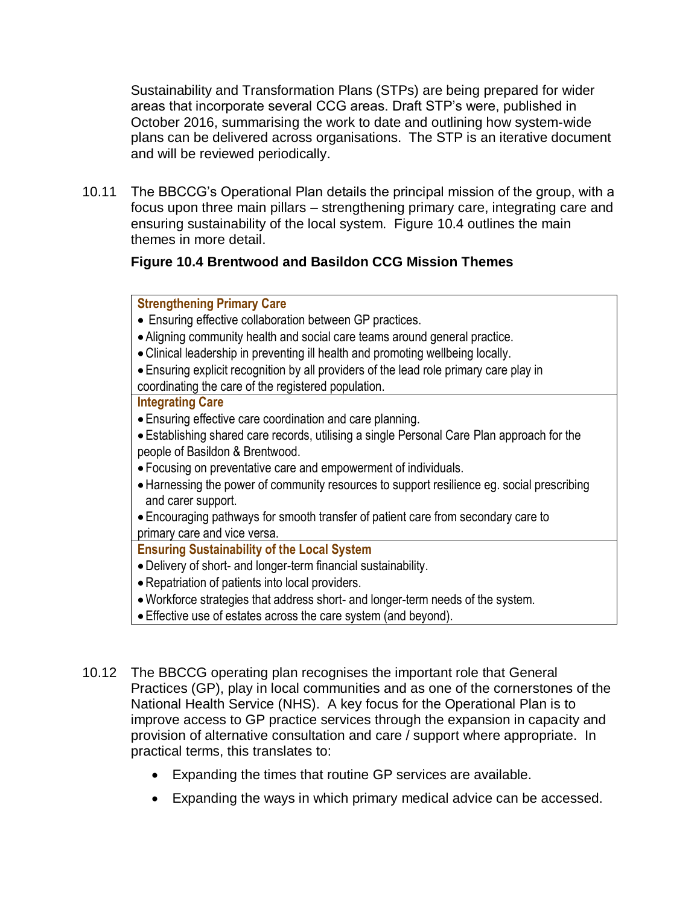Sustainability and Transformation Plans (STPs) are being prepared for wider areas that incorporate several CCG areas. Draft STP's were, published in October 2016, summarising the work to date and outlining how system-wide plans can be delivered across organisations. The STP is an iterative document and will be reviewed periodically.

10.11 The BBCCG's Operational Plan details the principal mission of the group, with a focus upon three main pillars – strengthening primary care, integrating care and ensuring sustainability of the local system. Figure 10.4 outlines the main themes in more detail.

**Figure 10.4 Brentwood and Basildon CCG Mission Themes**

| **Strengthening Primary Care** |
|---|
| • Ensuring effective collaboration between GP practices.<br>• Aligning community health and social care teams around general practice.<br>• Clinical leadership in preventing ill health and promoting wellbeing locally.<br>• Ensuring explicit recognition by all providers of the lead role primary care play in coordinating the care of the registered population. |
| **Integrating Care** |
| • Ensuring effective care coordination and care planning.<br>• Establishing shared care records, utilising a single Personal Care Plan approach for the people of Basildon & Brentwood.<br>• Focusing on preventative care and empowerment of individuals.<br>• Harnessing the power of community resources to support resilience eg. social prescribing and carer support.<br>• Encouraging pathways for smooth transfer of patient care from secondary care to primary care and vice versa. |
| **Ensuring Sustainability of the Local System** |
| • Delivery of short- and longer-term financial sustainability.<br>• Repatriation of patients into local providers.<br>• Workforce strategies that address short- and longer-term needs of the system.<br>• Effective use of estates across the care system (and beyond). |

10.12 The BBCCG operating plan recognises the important role that General Practices (GP), play in local communities and as one of the cornerstones of the National Health Service (NHS). A key focus for the Operational Plan is to improve access to GP practice services through the expansion in capacity and provision of alternative consultation and care / support where appropriate. In practical terms, this translates to:

- Expanding the times that routine GP services are available.
- Expanding the ways in which primary medical advice can be accessed.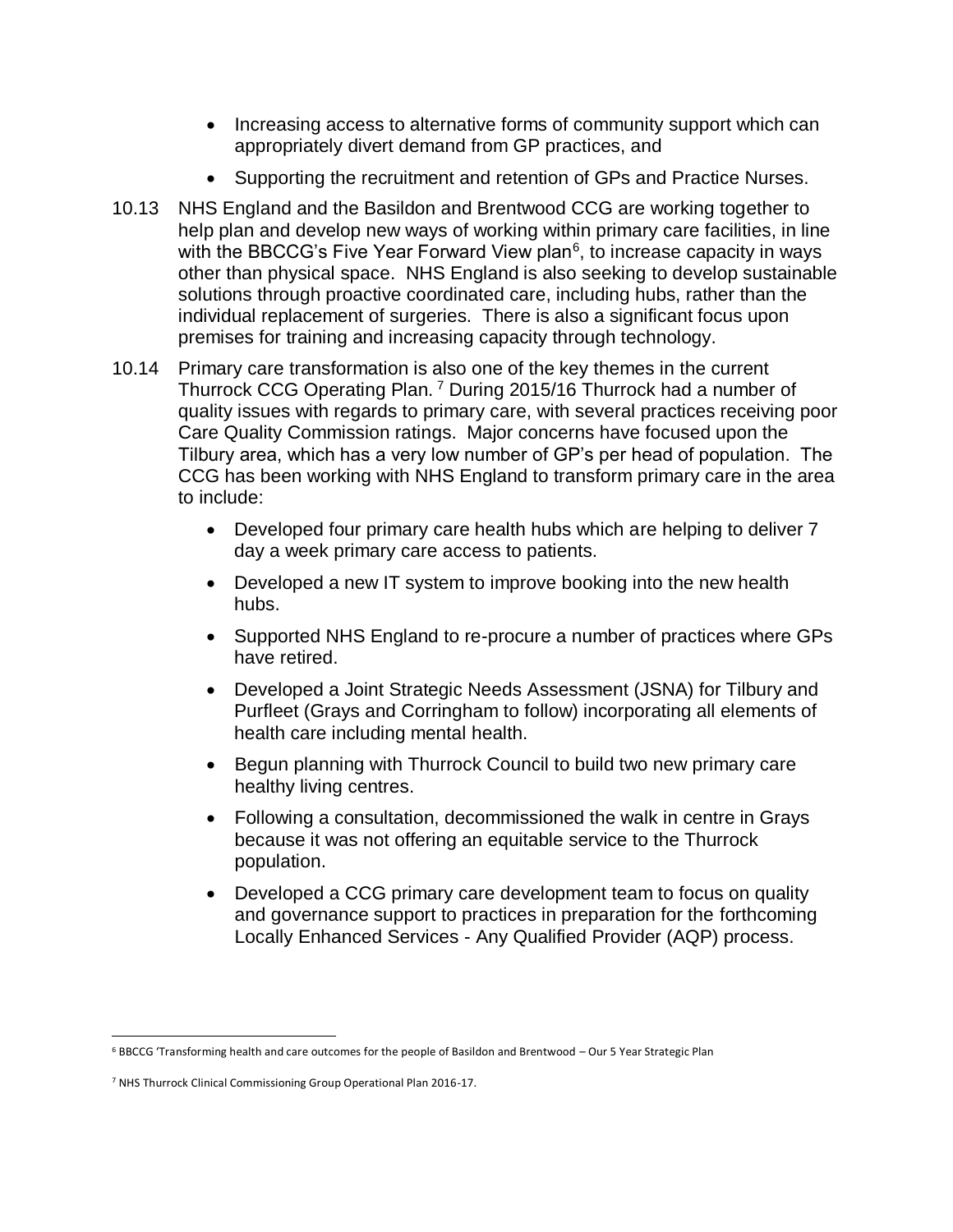- Increasing access to alternative forms of community support which can appropriately divert demand from GP practices, and
- Supporting the recruitment and retention of GPs and Practice Nurses.

10.13 NHS England and the Basildon and Brentwood CCG are working together to help plan and develop new ways of working within primary care facilities, in line with the BBCCG's Five Year Forward View plan[6], to increase capacity in ways other than physical space. NHS England is also seeking to develop sustainable solutions through proactive coordinated care, including hubs, rather than the individual replacement of surgeries. There is also a significant focus upon premises for training and increasing capacity through technology.

10.14 Primary care transformation is also one of the key themes in the current Thurrock CCG Operating Plan.[7] During 2015/16 Thurrock had a number of quality issues with regards to primary care, with several practices receiving poor Care Quality Commission ratings. Major concerns have focused upon the Tilbury area, which has a very low number of GP's per head of population. The CCG has been working with NHS England to transform primary care in the area to include:

- Developed four primary care health hubs which are helping to deliver 7 day a week primary care access to patients.
- Developed a new IT system to improve booking into the new health hubs.
- Supported NHS England to re-procure a number of practices where GPs have retired.
- Developed a Joint Strategic Needs Assessment (JSNA) for Tilbury and Purfleet (Grays and Corringham to follow) incorporating all elements of health care including mental health.
- Begun planning with Thurrock Council to build two new primary care healthy living centres.
- Following a consultation, decommissioned the walk in centre in Grays because it was not offering an equitable service to the Thurrock population.
- Developed a CCG primary care development team to focus on quality and governance support to practices in preparation for the forthcoming Locally Enhanced Services - Any Qualified Provider (AQP) process.

---

[6] BBCCG 'Transforming health and care outcomes for the people of Basildon and Brentwood – Our 5 Year Strategic Plan

[7] NHS Thurrock Clinical Commissioning Group Operational Plan 2016-17.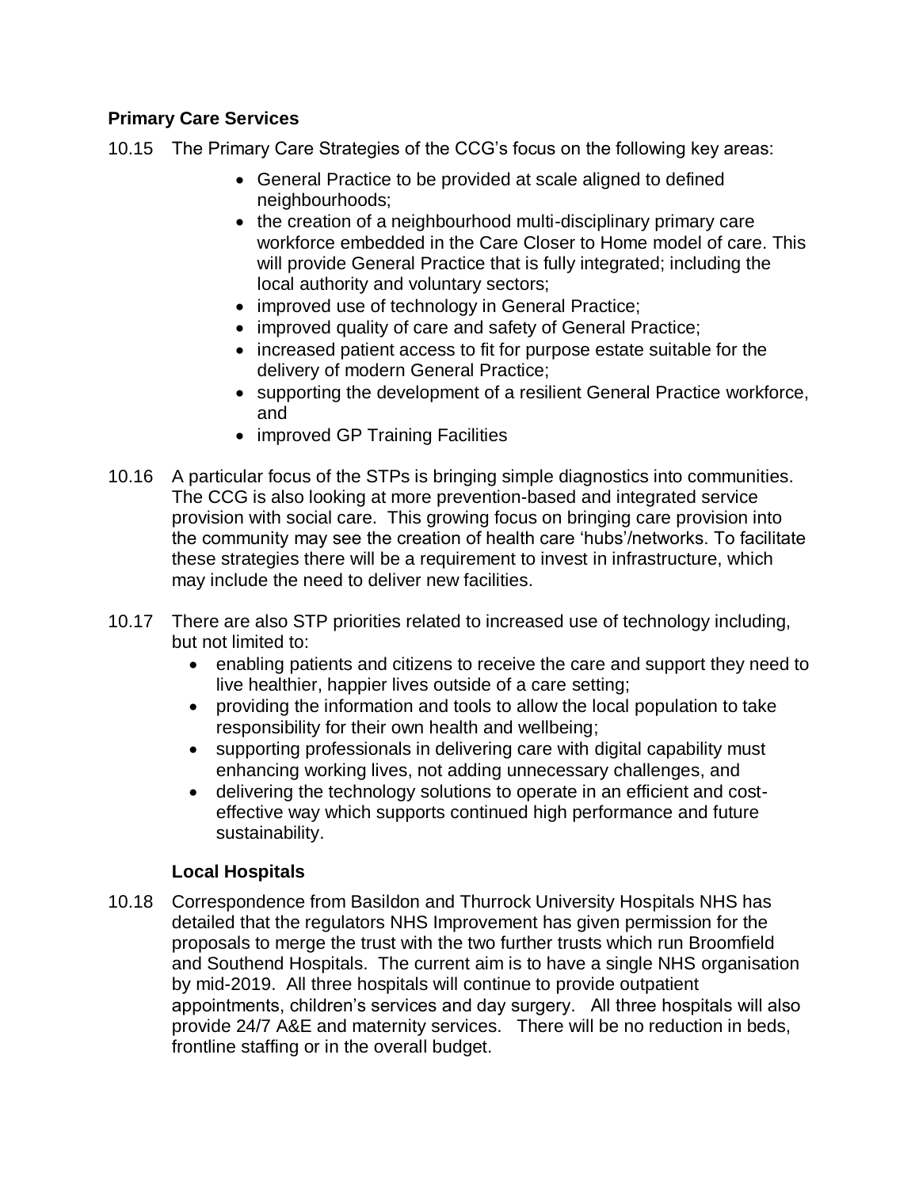**Primary Care Services**

10.15 The Primary Care Strategies of the CCG's focus on the following key areas:

- General Practice to be provided at scale aligned to defined neighbourhoods;
- the creation of a neighbourhood multi-disciplinary primary care workforce embedded in the Care Closer to Home model of care. This will provide General Practice that is fully integrated; including the local authority and voluntary sectors;
- improved use of technology in General Practice;
- improved quality of care and safety of General Practice;
- increased patient access to fit for purpose estate suitable for the delivery of modern General Practice;
- supporting the development of a resilient General Practice workforce, and
- improved GP Training Facilities

10.16 A particular focus of the STPs is bringing simple diagnostics into communities. The CCG is also looking at more prevention-based and integrated service provision with social care. This growing focus on bringing care provision into the community may see the creation of health care 'hubs'/networks. To facilitate these strategies there will be a requirement to invest in infrastructure, which may include the need to deliver new facilities.

10.17 There are also STP priorities related to increased use of technology including, but not limited to:

- enabling patients and citizens to receive the care and support they need to live healthier, happier lives outside of a care setting;
- providing the information and tools to allow the local population to take responsibility for their own health and wellbeing;
- supporting professionals in delivering care with digital capability must enhancing working lives, not adding unnecessary challenges, and
- delivering the technology solutions to operate in an efficient and cost-effective way which supports continued high performance and future sustainability.

**Local Hospitals**

10.18 Correspondence from Basildon and Thurrock University Hospitals NHS has detailed that the regulators NHS Improvement has given permission for the proposals to merge the trust with the two further trusts which run Broomfield and Southend Hospitals. The current aim is to have a single NHS organisation by mid-2019. All three hospitals will continue to provide outpatient appointments, children's services and day surgery. All three hospitals will also provide 24/7 A&E and maternity services. There will be no reduction in beds, frontline staffing or in the overall budget.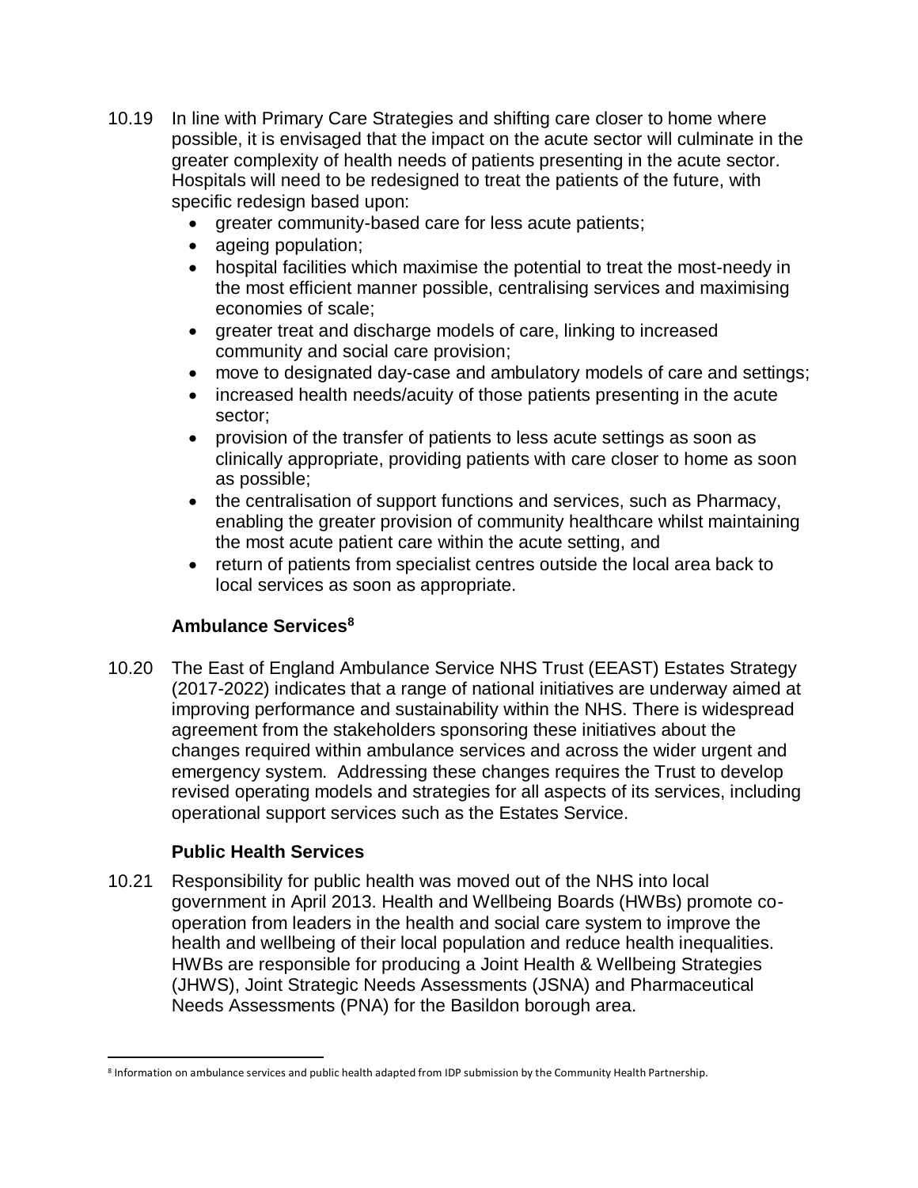10.19 In line with Primary Care Strategies and shifting care closer to home where possible, it is envisaged that the impact on the acute sector will culminate in the greater complexity of health needs of patients presenting in the acute sector. Hospitals will need to be redesigned to treat the patients of the future, with specific redesign based upon:

- greater community-based care for less acute patients;
- ageing population;
- hospital facilities which maximise the potential to treat the most-needy in the most efficient manner possible, centralising services and maximising economies of scale;
- greater treat and discharge models of care, linking to increased community and social care provision;
- move to designated day-case and ambulatory models of care and settings;
- increased health needs/acuity of those patients presenting in the acute sector;
- provision of the transfer of patients to less acute settings as soon as clinically appropriate, providing patients with care closer to home as soon as possible;
- the centralisation of support functions and services, such as Pharmacy, enabling the greater provision of community healthcare whilst maintaining the most acute patient care within the acute setting, and
- return of patients from specialist centres outside the local area back to local services as soon as appropriate.

### Ambulance Services[8]

10.20 The East of England Ambulance Service NHS Trust (EEAST) Estates Strategy (2017-2022) indicates that a range of national initiatives are underway aimed at improving performance and sustainability within the NHS. There is widespread agreement from the stakeholders sponsoring these initiatives about the changes required within ambulance services and across the wider urgent and emergency system. Addressing these changes requires the Trust to develop revised operating models and strategies for all aspects of its services, including operational support services such as the Estates Service.

### Public Health Services

10.21 Responsibility for public health was moved out of the NHS into local government in April 2013. Health and Wellbeing Boards (HWBs) promote co-operation from leaders in the health and social care system to improve the health and wellbeing of their local population and reduce health inequalities. HWBs are responsible for producing a Joint Health & Wellbeing Strategies (JHWS), Joint Strategic Needs Assessments (JSNA) and Pharmaceutical Needs Assessments (PNA) for the Basildon borough area.

[8] Information on ambulance services and public health adapted from IDP submission by the Community Health Partnership.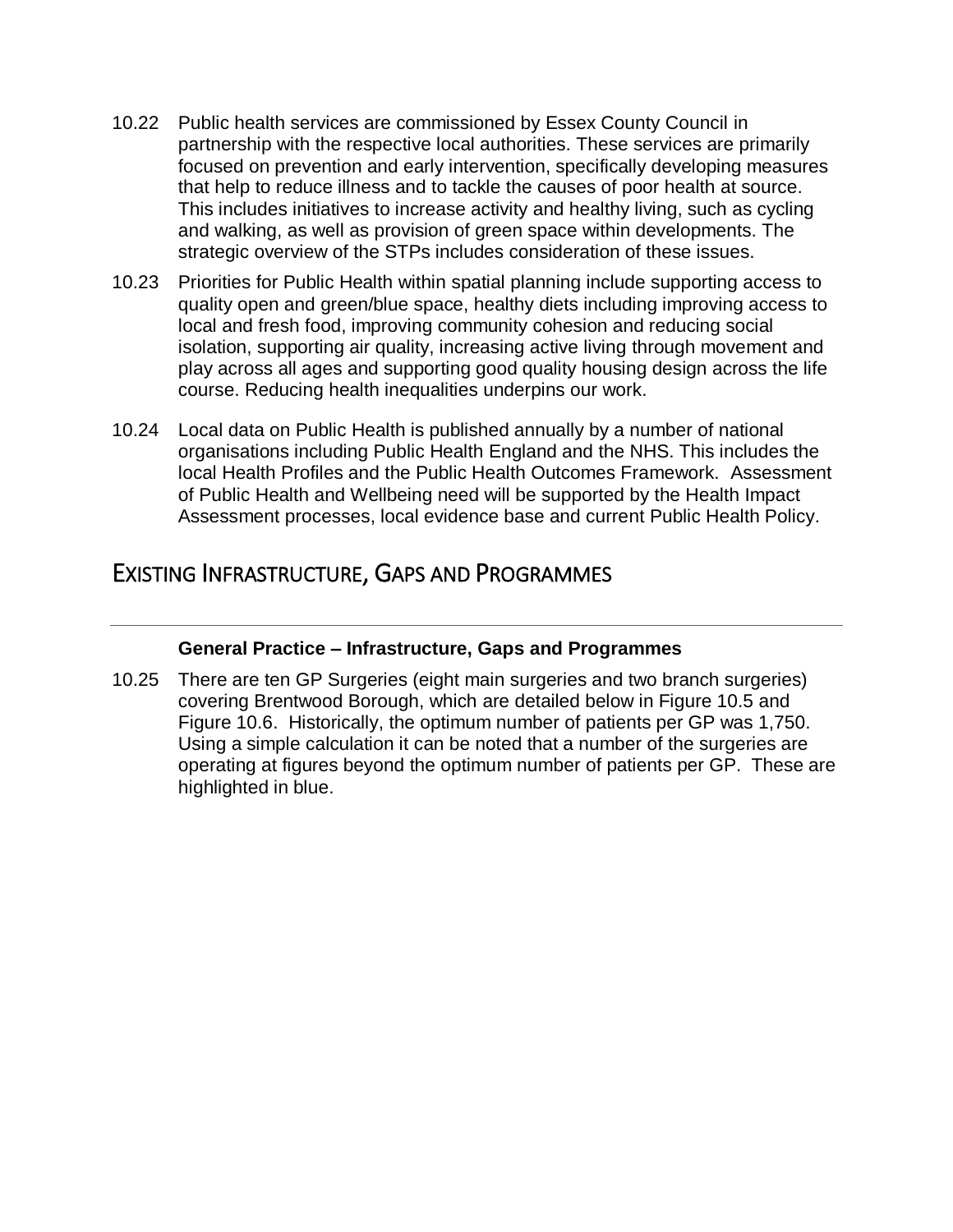10.22 Public health services are commissioned by Essex County Council in partnership with the respective local authorities. These services are primarily focused on prevention and early intervention, specifically developing measures that help to reduce illness and to tackle the causes of poor health at source. This includes initiatives to increase activity and healthy living, such as cycling and walking, as well as provision of green space within developments. The strategic overview of the STPs includes consideration of these issues.

10.23 Priorities for Public Health within spatial planning include supporting access to quality open and green/blue space, healthy diets including improving access to local and fresh food, improving community cohesion and reducing social isolation, supporting air quality, increasing active living through movement and play across all ages and supporting good quality housing design across the life course. Reducing health inequalities underpins our work.

10.24 Local data on Public Health is published annually by a number of national organisations including Public Health England and the NHS. This includes the local Health Profiles and the Public Health Outcomes Framework. Assessment of Public Health and Wellbeing need will be supported by the Health Impact Assessment processes, local evidence base and current Public Health Policy.

## Existing Infrastructure, Gaps and Programmes

### General Practice – Infrastructure, Gaps and Programmes

10.25 There are ten GP Surgeries (eight main surgeries and two branch surgeries) covering Brentwood Borough, which are detailed below in Figure 10.5 and Figure 10.6. Historically, the optimum number of patients per GP was 1,750. Using a simple calculation it can be noted that a number of the surgeries are operating at figures beyond the optimum number of patients per GP. These are highlighted in blue.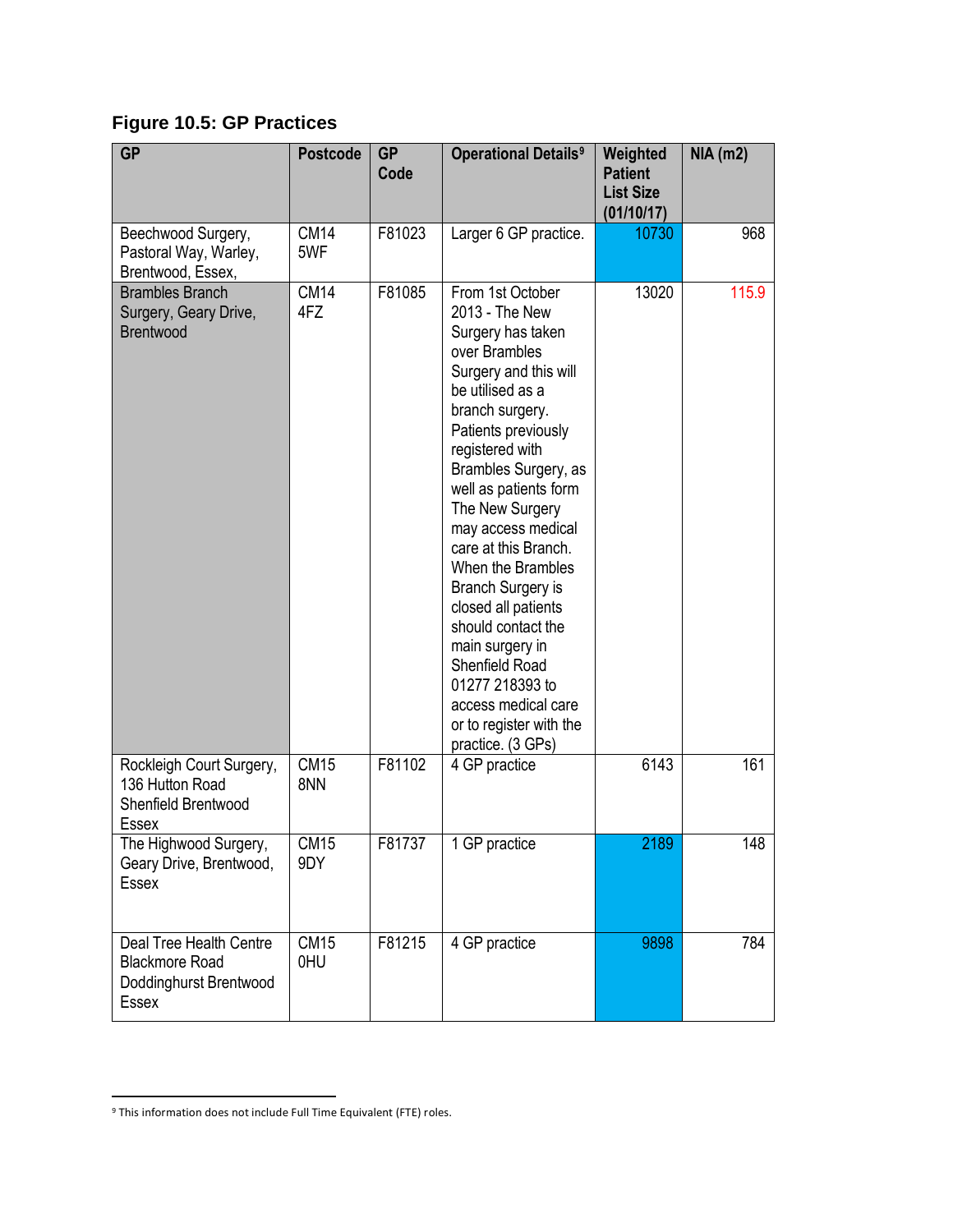**Figure 10.5: GP Practices**

| GP | Postcode | GP Code | Operational Details[9] | Weighted Patient List Size (01/10/17) | NIA (m2) |
|---|---|---|---|---|---|
| Beechwood Surgery, Pastoral Way, Warley, Brentwood, Essex, | CM14 5WF | F81023 | Larger 6 GP practice. | 10730 | 968 |
| Brambles Branch Surgery, Geary Drive, Brentwood | CM14 4FZ | F81085 | From 1st October 2013 - The New Surgery has taken over Brambles Surgery and this will be utilised as a branch surgery. Patients previously registered with Brambles Surgery, as well as patients form The New Surgery may access medical care at this Branch. When the Brambles Branch Surgery is closed all patients should contact the main surgery in Shenfield Road 01277 218393 to access medical care or to register with the practice. (3 GPs) | 13020 | 115.9 |
| Rockleigh Court Surgery, 136 Hutton Road Shenfield Brentwood Essex | CM15 8NN | F81102 | 4 GP practice | 6143 | 161 |
| The Highwood Surgery, Geary Drive, Brentwood, Essex | CM15 9DY | F81737 | 1 GP practice | 2189 | 148 |
| Deal Tree Health Centre Blackmore Road Doddinghurst Brentwood Essex | CM15 0HU | F81215 | 4 GP practice | 9898 | 784 |

[9] This information does not include Full Time Equivalent (FTE) roles.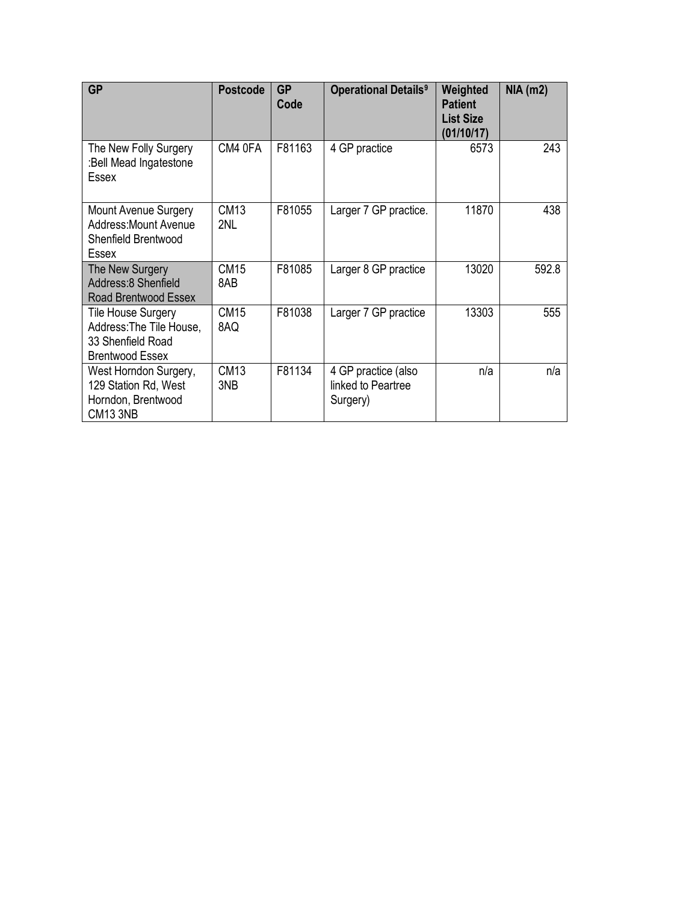| GP | Postcode | GP Code | Operational Details[9] | Weighted Patient List Size (01/10/17) | NIA (m2) |
|---|---|---|---|---|---|
| The New Folly Surgery :Bell Mead Ingatestone Essex | CM4 0FA | F81163 | 4 GP practice | 6573 | 243 |
| Mount Avenue Surgery Address:Mount Avenue Shenfield Brentwood Essex | CM13 2NL | F81055 | Larger 7 GP practice. | 11870 | 438 |
| The New Surgery Address:8 Shenfield Road Brentwood Essex | CM15 8AB | F81085 | Larger 8 GP practice | 13020 | 592.8 |
| Tile House Surgery Address:The Tile House, 33 Shenfield Road Brentwood Essex | CM15 8AQ | F81038 | Larger 7 GP practice | 13303 | 555 |
| West Horndon Surgery, 129 Station Rd, West Horndon, Brentwood CM13 3NB | CM13 3NB | F81134 | 4 GP practice (also linked to Peartree Surgery) | n/a | n/a |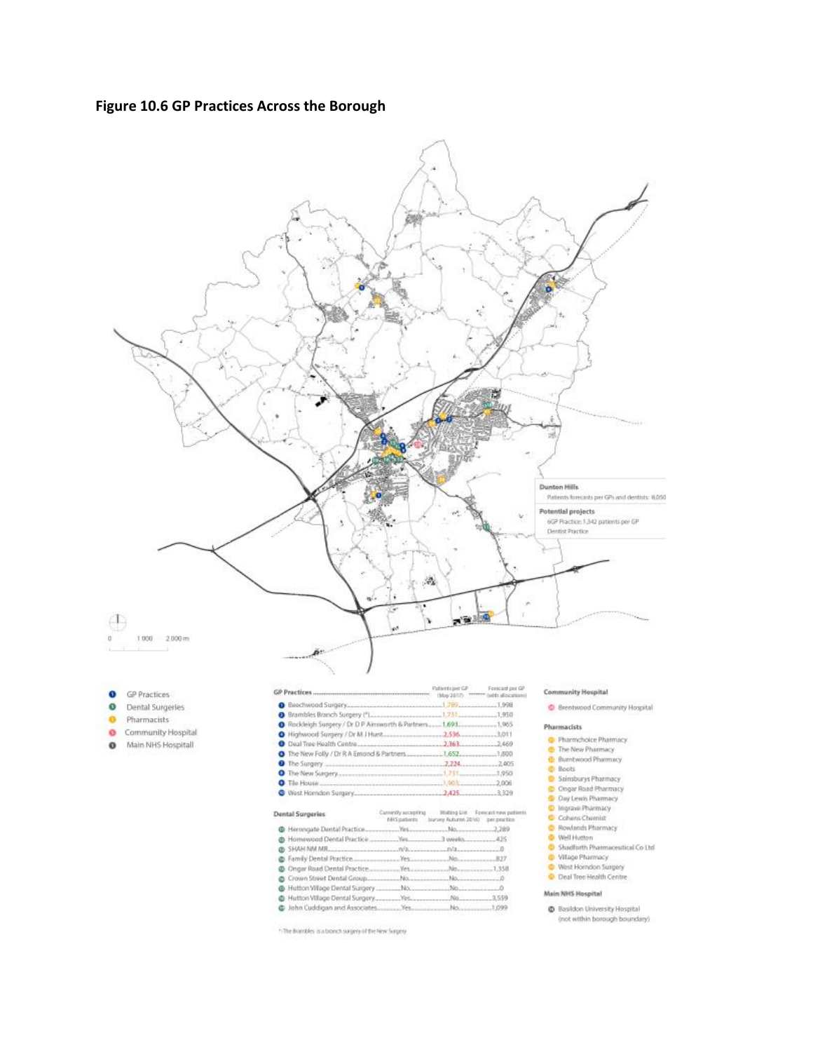**Figure 10.6 GP Practices Across the Borough**

Dunton Hills
Patients forecasts per GPs and dentists: 8,050

Potential projects
6GP Practice: 1,342 patients per GP
Dentist Practice

0 1 000 2 000 m

- GP Practices
- Dental Surgeries
- Pharmacists
- Community Hospital
- Main NHS Hospitall

| GP Practices | Patients per GP (May 2017) | Forecast per GP (with allocations) |
|---|---|---|
| 1 Beechwood Surgery | 1,789 | 1,998 |
| 2 Brambles Branch Surgery (*) | 1,731 | 1,950 |
| 3 Rockleigh Surgery / Dr D P Ainsworth & Partners | 1,693 | 1,905 |
| 4 Highwood Surgery / Dr M J Hunt | 2,536 | 3,011 |
| 5 Deal Tree Health Centre | 2,363 | 2,469 |
| 6 The New Folly / Dr R A Emond & Partners | 1,652 | 1,800 |
| 7 The Surgery | 2,224 | 2,405 |
| 8 The New Surgery | 1,731 | 1,950 |
| 9 Tile House | 1,905 | 2,006 |
| 10 West Horndon Surgery | 2,425 | 3,329 |

| Dental Surgeries | Currently accepting NHS patients | Waiting List (survey Autumn 2016) | Forecast new patients per practice |
|---|---|---|---|
| 11 Herongate Dental Practice | Yes | No | 2,289 |
| 12 Homewood Dental Practice | Yes | 3 weeks | 425 |
| 13 SHAH NM MR | n/a | n/a | 0 |
| 14 Family Dental Practice | Yes | No | 827 |
| 15 Ongar Road Dental Practice | Yes | No | 1,358 |
| 16 Crown Street Dental Group | No | No | 0 |
| 17 Hutton Village Dental Surgery | No | No | 0 |
| 18 Hutton Village Dental Surgery | Yes | No | 3,559 |
| 19 John Cuddigan and Associates | Yes | No | 1,099 |

*: The Brambles is a branch surgery of the New Surgery

**Community Hospital**

- 20 Brentwood Community Hospital

**Pharmacists**

- 21 Pharmchoice Pharmacy
- 22 The New Pharmacy
- 23 Burntwood Pharmacy
- 24 Boots
- 25 Sainsburys Pharmacy
- 26 Ongar Road Pharmacy
- 27 Day Lewis Pharmacy
- 28 Ingrave Pharmacy
- 29 Cohens Chemist
- 30 Rowlands Pharmacy
- 31 Well Hutton
- 32 Shadforth Pharmaceutical Co Ltd
- 33 Village Pharmacy
- 34 West Horndon Surgery
- 35 Deal Tree Health Centre

**Main NHS Hospital**

- 36 Basildon University Hospital (not within borough boundary)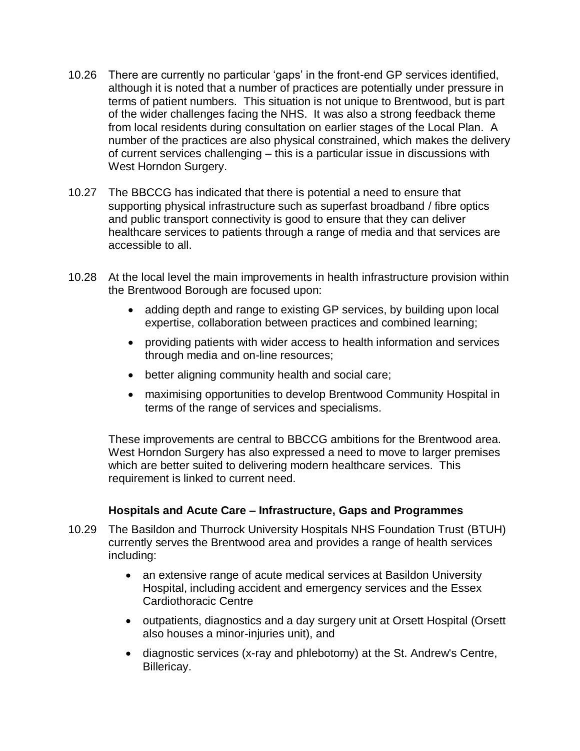10.26 There are currently no particular 'gaps' in the front-end GP services identified, although it is noted that a number of practices are potentially under pressure in terms of patient numbers. This situation is not unique to Brentwood, but is part of the wider challenges facing the NHS. It was also a strong feedback theme from local residents during consultation on earlier stages of the Local Plan. A number of the practices are also physical constrained, which makes the delivery of current services challenging – this is a particular issue in discussions with West Horndon Surgery.

10.27 The BBCCG has indicated that there is potential a need to ensure that supporting physical infrastructure such as superfast broadband / fibre optics and public transport connectivity is good to ensure that they can deliver healthcare services to patients through a range of media and that services are accessible to all.

10.28 At the local level the main improvements in health infrastructure provision within the Brentwood Borough are focused upon:

- adding depth and range to existing GP services, by building upon local expertise, collaboration between practices and combined learning;
- providing patients with wider access to health information and services through media and on-line resources;
- better aligning community health and social care;
- maximising opportunities to develop Brentwood Community Hospital in terms of the range of services and specialisms.

These improvements are central to BBCCG ambitions for the Brentwood area. West Horndon Surgery has also expressed a need to move to larger premises which are better suited to delivering modern healthcare services. This requirement is linked to current need.

### Hospitals and Acute Care – Infrastructure, Gaps and Programmes

10.29 The Basildon and Thurrock University Hospitals NHS Foundation Trust (BTUH) currently serves the Brentwood area and provides a range of health services including:

- an extensive range of acute medical services at Basildon University Hospital, including accident and emergency services and the Essex Cardiothoracic Centre
- outpatients, diagnostics and a day surgery unit at Orsett Hospital (Orsett also houses a minor-injuries unit), and
- diagnostic services (x-ray and phlebotomy) at the St. Andrew's Centre, Billericay.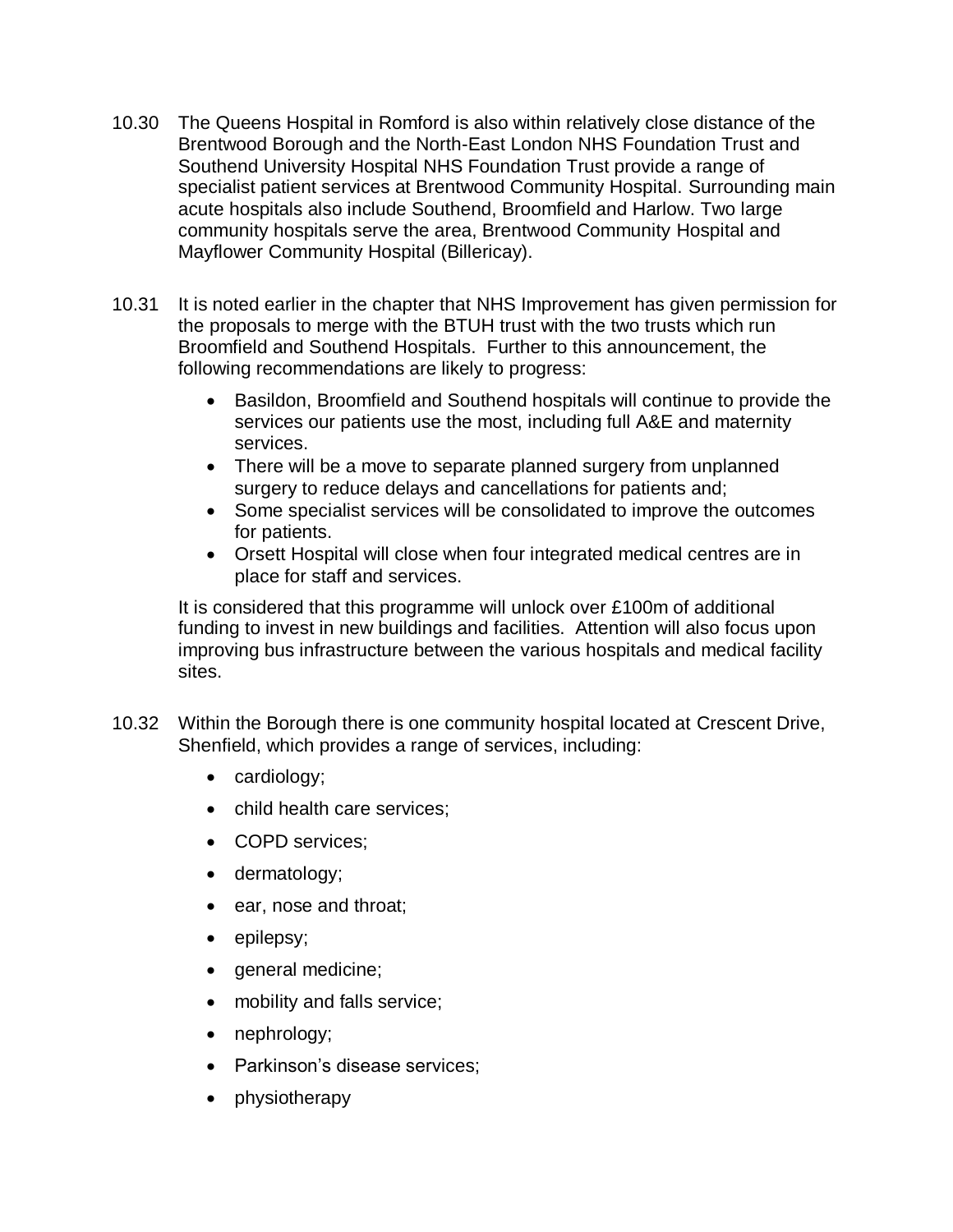10.30 The Queens Hospital in Romford is also within relatively close distance of the Brentwood Borough and the North-East London NHS Foundation Trust and Southend University Hospital NHS Foundation Trust provide a range of specialist patient services at Brentwood Community Hospital. Surrounding main acute hospitals also include Southend, Broomfield and Harlow. Two large community hospitals serve the area, Brentwood Community Hospital and Mayflower Community Hospital (Billericay).

10.31 It is noted earlier in the chapter that NHS Improvement has given permission for the proposals to merge with the BTUH trust with the two trusts which run Broomfield and Southend Hospitals. Further to this announcement, the following recommendations are likely to progress:

- Basildon, Broomfield and Southend hospitals will continue to provide the services our patients use the most, including full A&E and maternity services.
- There will be a move to separate planned surgery from unplanned surgery to reduce delays and cancellations for patients and;
- Some specialist services will be consolidated to improve the outcomes for patients.
- Orsett Hospital will close when four integrated medical centres are in place for staff and services.

It is considered that this programme will unlock over £100m of additional funding to invest in new buildings and facilities. Attention will also focus upon improving bus infrastructure between the various hospitals and medical facility sites.

10.32 Within the Borough there is one community hospital located at Crescent Drive, Shenfield, which provides a range of services, including:

- cardiology;
- child health care services;
- COPD services;
- dermatology;
- ear, nose and throat;
- epilepsy;
- general medicine;
- mobility and falls service;
- nephrology;
- Parkinson's disease services;
- physiotherapy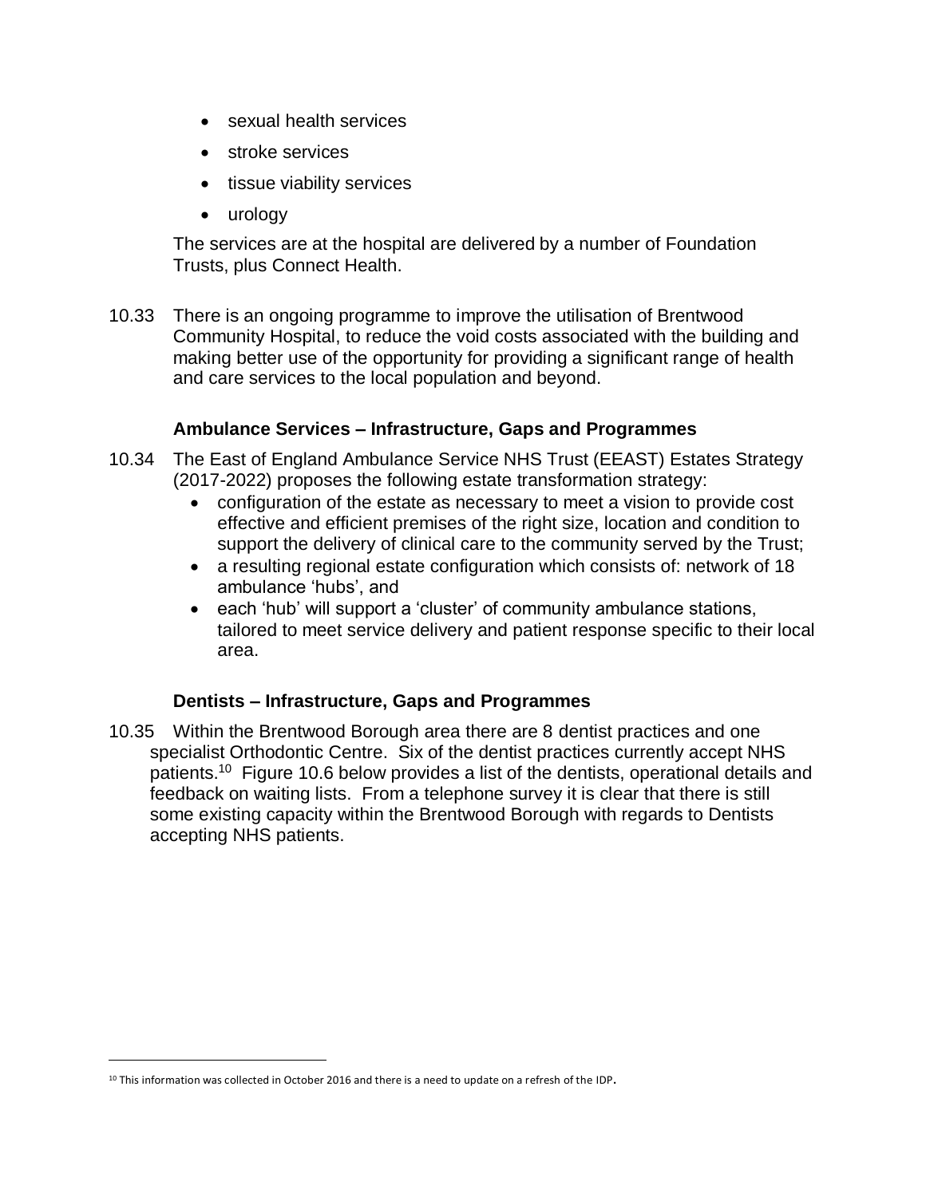- sexual health services
- stroke services
- tissue viability services
- urology

The services are at the hospital are delivered by a number of Foundation Trusts, plus Connect Health.

10.33 There is an ongoing programme to improve the utilisation of Brentwood Community Hospital, to reduce the void costs associated with the building and making better use of the opportunity for providing a significant range of health and care services to the local population and beyond.

### Ambulance Services – Infrastructure, Gaps and Programmes

10.34 The East of England Ambulance Service NHS Trust (EEAST) Estates Strategy (2017-2022) proposes the following estate transformation strategy:

- configuration of the estate as necessary to meet a vision to provide cost effective and efficient premises of the right size, location and condition to support the delivery of clinical care to the community served by the Trust;
- a resulting regional estate configuration which consists of: network of 18 ambulance 'hubs', and
- each 'hub' will support a 'cluster' of community ambulance stations, tailored to meet service delivery and patient response specific to their local area.

### Dentists – Infrastructure, Gaps and Programmes

10.35 Within the Brentwood Borough area there are 8 dentist practices and one specialist Orthodontic Centre. Six of the dentist practices currently accept NHS patients.[10] Figure 10.6 below provides a list of the dentists, operational details and feedback on waiting lists. From a telephone survey it is clear that there is still some existing capacity within the Brentwood Borough with regards to Dentists accepting NHS patients.

[10] This information was collected in October 2016 and there is a need to update on a refresh of the IDP.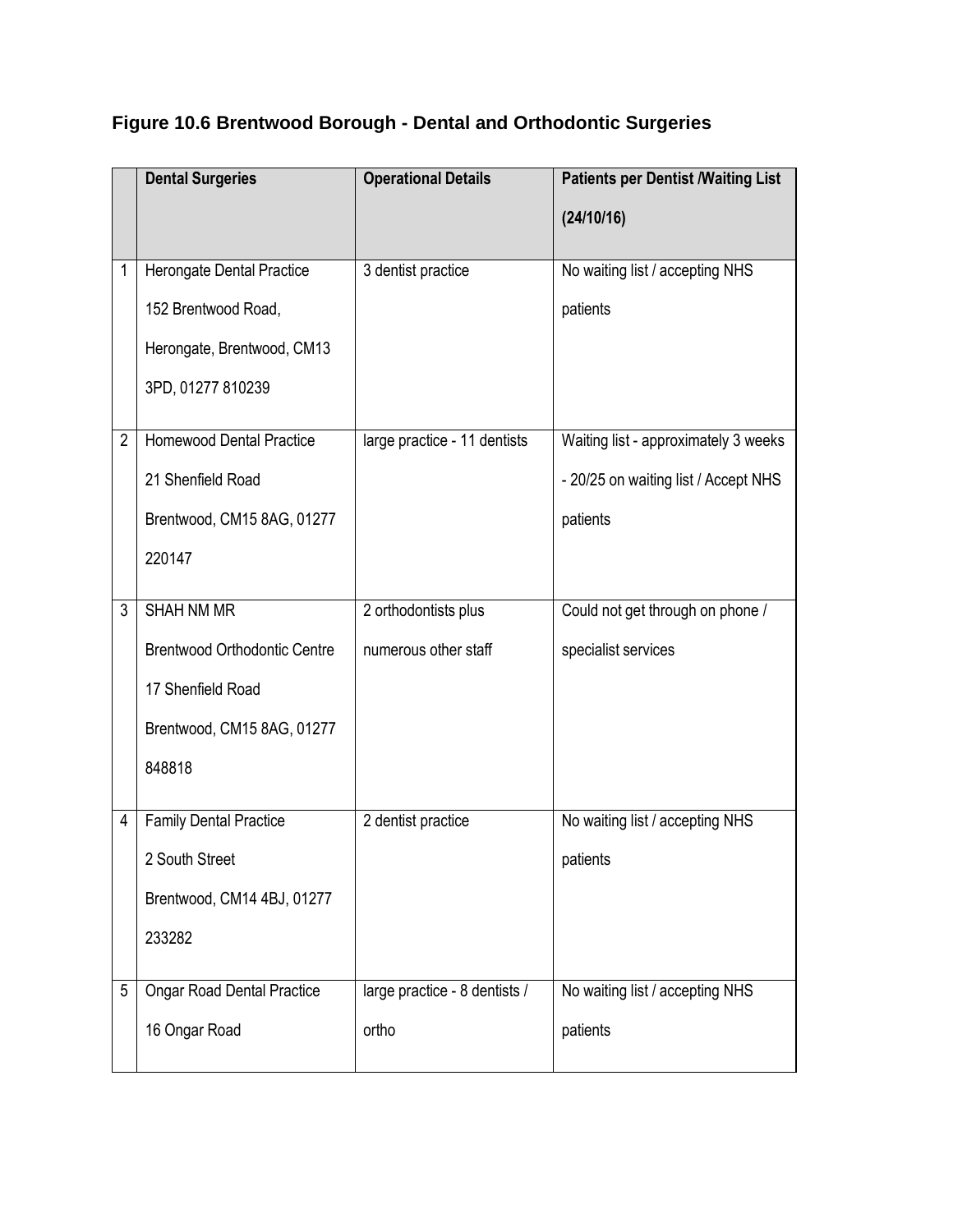**Figure 10.6 Brentwood Borough - Dental and Orthodontic Surgeries**

| | Dental Surgeries | Operational Details | Patients per Dentist /Waiting List (24/10/16) |
|---|---|---|---|
| 1 | Herongate Dental Practice 152 Brentwood Road, Herongate, Brentwood, CM13 3PD, 01277 810239 | 3 dentist practice | No waiting list / accepting NHS patients |
| 2 | Homewood Dental Practice 21 Shenfield Road Brentwood, CM15 8AG, 01277 220147 | large practice - 11 dentists | Waiting list - approximately 3 weeks - 20/25 on waiting list / Accept NHS patients |
| 3 | SHAH NM MR Brentwood Orthodontic Centre 17 Shenfield Road Brentwood, CM15 8AG, 01277 848818 | 2 orthodontists plus numerous other staff | Could not get through on phone / specialist services |
| 4 | Family Dental Practice 2 South Street Brentwood, CM14 4BJ, 01277 233282 | 2 dentist practice | No waiting list / accepting NHS patients |
| 5 | Ongar Road Dental Practice 16 Ongar Road | large practice - 8 dentists / ortho | No waiting list / accepting NHS patients |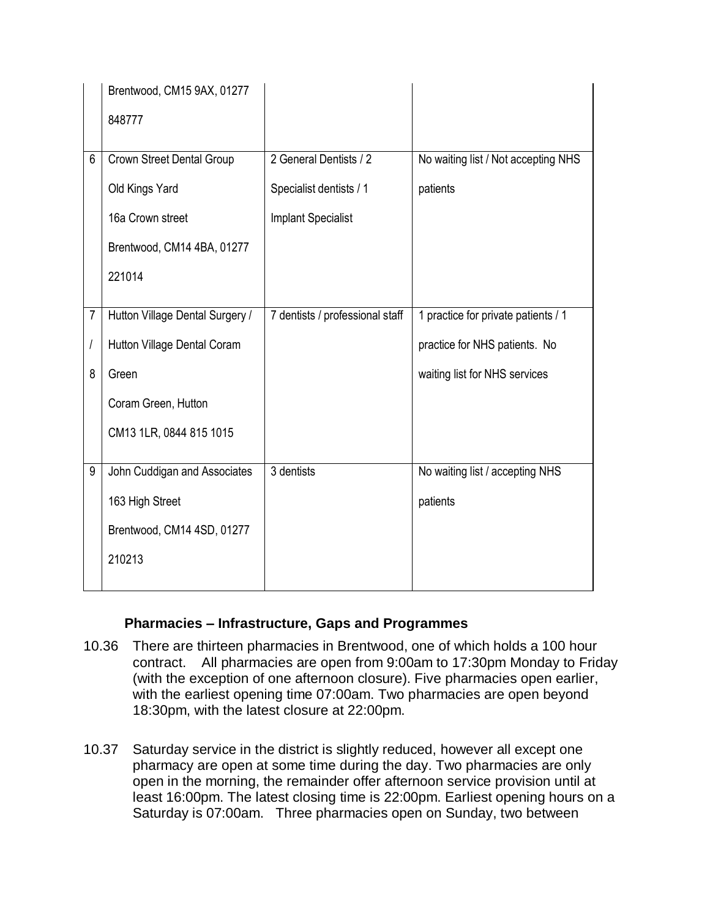| | | | |
|---|---|---|---|
| | Brentwood, CM15 9AX, 01277 848777 | | |
| 6 | Crown Street Dental Group Old Kings Yard 16a Crown street Brentwood, CM14 4BA, 01277 221014 | 2 General Dentists / 2 Specialist dentists / 1 Implant Specialist | No waiting list / Not accepting NHS patients |
| 7 / 8 | Hutton Village Dental Surgery / Hutton Village Dental Coram Green Coram Green, Hutton CM13 1LR, 0844 815 1015 | 7 dentists / professional staff | 1 practice for private patients / 1 practice for NHS patients. No waiting list for NHS services |
| 9 | John Cuddigan and Associates 163 High Street Brentwood, CM14 4SD, 01277 210213 | 3 dentists | No waiting list / accepting NHS patients |

**Pharmacies – Infrastructure, Gaps and Programmes**

10.36 There are thirteen pharmacies in Brentwood, one of which holds a 100 hour contract. All pharmacies are open from 9:00am to 17:30pm Monday to Friday (with the exception of one afternoon closure). Five pharmacies open earlier, with the earliest opening time 07:00am. Two pharmacies are open beyond 18:30pm, with the latest closure at 22:00pm.

10.37 Saturday service in the district is slightly reduced, however all except one pharmacy are open at some time during the day. Two pharmacies are only open in the morning, the remainder offer afternoon service provision until at least 16:00pm. The latest closing time is 22:00pm. Earliest opening hours on a Saturday is 07:00am. Three pharmacies open on Sunday, two between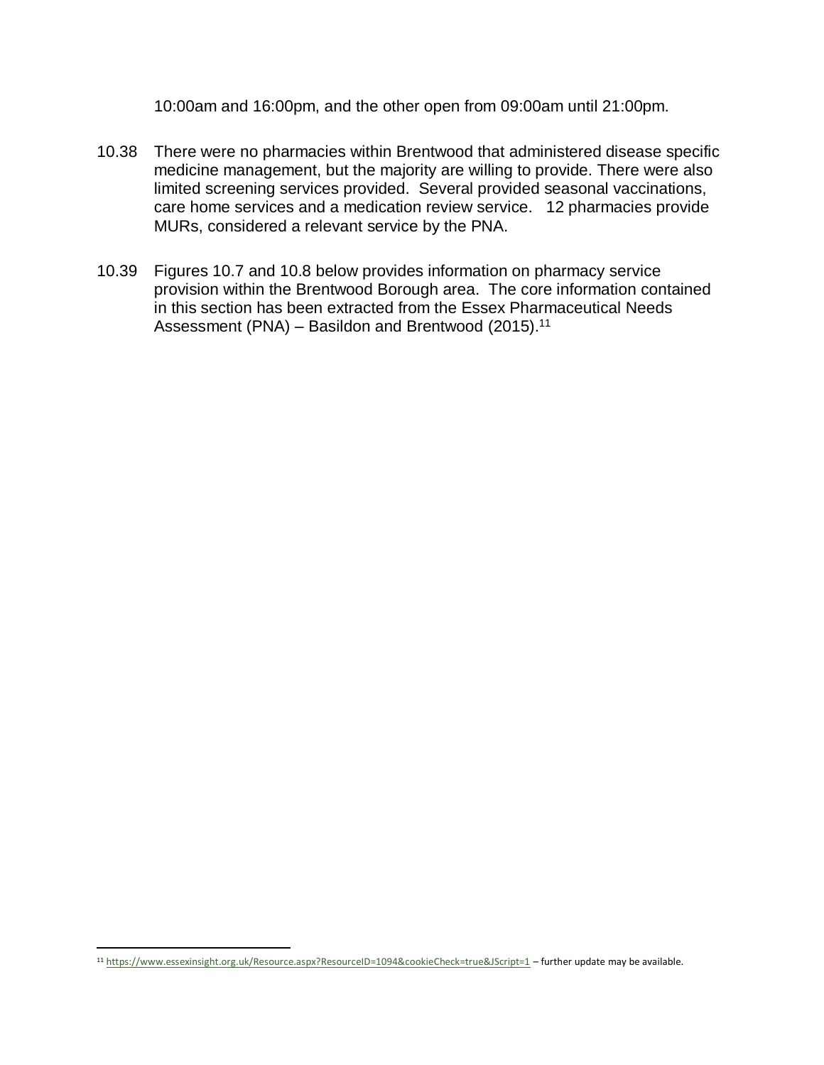10:00am and 16:00pm, and the other open from 09:00am until 21:00pm.

10.38 There were no pharmacies within Brentwood that administered disease specific medicine management, but the majority are willing to provide. There were also limited screening services provided. Several provided seasonal vaccinations, care home services and a medication review service. 12 pharmacies provide MURs, considered a relevant service by the PNA.

10.39 Figures 10.7 and 10.8 below provides information on pharmacy service provision within the Brentwood Borough area. The core information contained in this section has been extracted from the Essex Pharmaceutical Needs Assessment (PNA) – Basildon and Brentwood (2015).[11]

---

[11] https://www.essexinsight.org.uk/Resource.aspx?ResourceID=1094&cookieCheck=true&JScript=1 – further update may be available.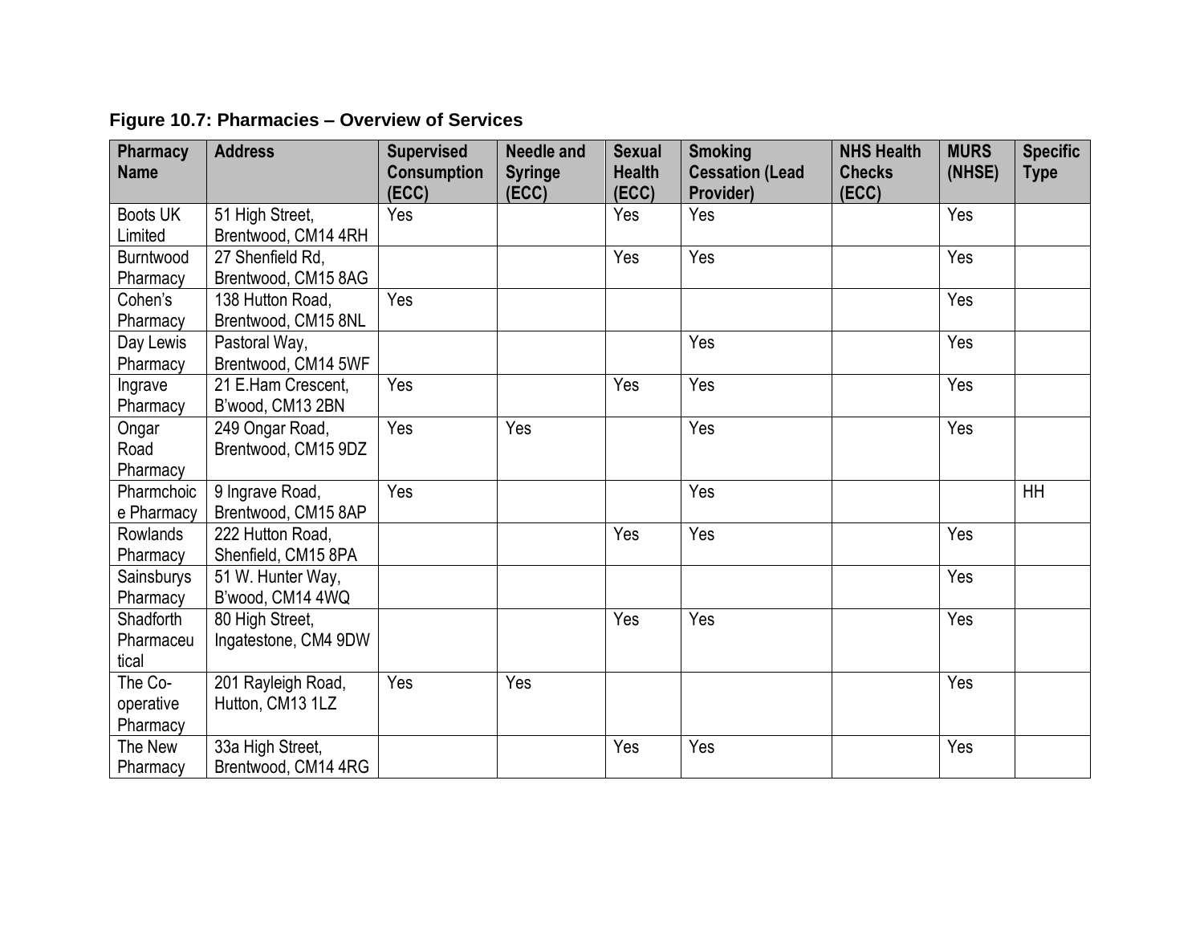**Figure 10.7: Pharmacies – Overview of Services**

| Pharmacy Name | Address | Supervised Consumption (ECC) | Needle and Syringe (ECC) | Sexual Health (ECC) | Smoking Cessation (Lead Provider) | NHS Health Checks (ECC) | MURS (NHSE) | Specific Type |
|---|---|---|---|---|---|---|---|---|
| Boots UK Limited | 51 High Street, Brentwood, CM14 4RH | Yes | | Yes | Yes | | Yes | |
| Burntwood Pharmacy | 27 Shenfield Rd, Brentwood, CM15 8AG | | | Yes | Yes | | Yes | |
| Cohen's Pharmacy | 138 Hutton Road, Brentwood, CM15 8NL | Yes | | | | | Yes | |
| Day Lewis Pharmacy | Pastoral Way, Brentwood, CM14 5WF | | | | Yes | | Yes | |
| Ingrave Pharmacy | 21 E.Ham Crescent, B'wood, CM13 2BN | Yes | | Yes | Yes | | Yes | |
| Ongar Road Pharmacy | 249 Ongar Road, Brentwood, CM15 9DZ | Yes | Yes | | Yes | | Yes | |
| Pharmchoice Pharmacy | 9 Ingrave Road, Brentwood, CM15 8AP | Yes | | | Yes | | | HH |
| Rowlands Pharmacy | 222 Hutton Road, Shenfield, CM15 8PA | | | Yes | Yes | | Yes | |
| Sainsburys Pharmacy | 51 W. Hunter Way, B'wood, CM14 4WQ | | | | | | Yes | |
| Shadforth Pharmaceutical | 80 High Street, Ingatestone, CM4 9DW | | | Yes | Yes | | Yes | |
| The Co-operative Pharmacy | 201 Rayleigh Road, Hutton, CM13 1LZ | Yes | Yes | | | | Yes | |
| The New Pharmacy | 33a High Street, Brentwood, CM14 4RG | | | Yes | Yes | | Yes | |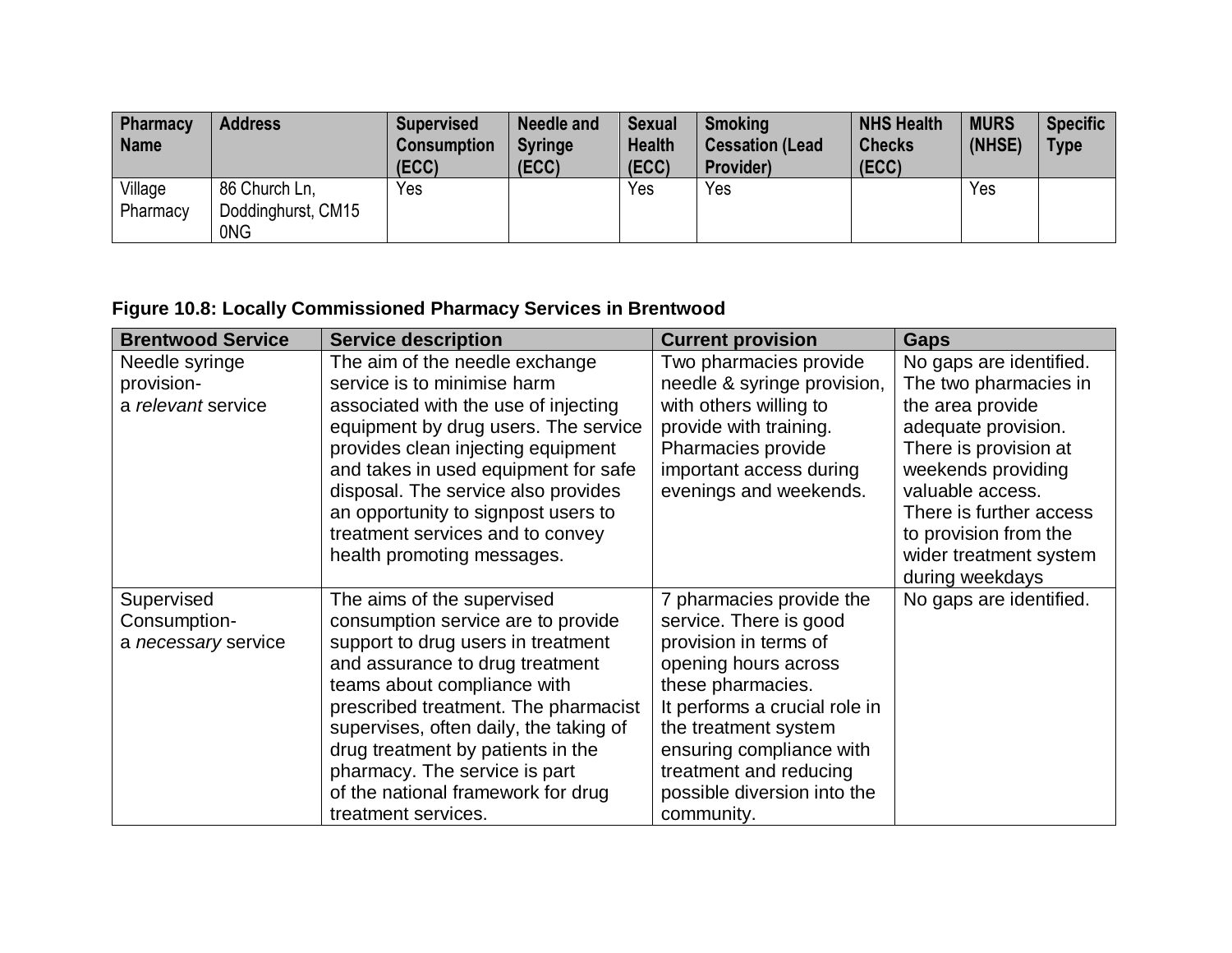| Pharmacy Name | Address | Supervised Consumption (ECC) | Needle and Syringe (ECC) | Sexual Health (ECC) | Smoking Cessation (Lead Provider) | NHS Health Checks (ECC) | MURS (NHSE) | Specific Type |
|---|---|---|---|---|---|---|---|---|
| Village Pharmacy | 86 Church Ln, Doddinghurst, CM15 0NG | Yes | | Yes | Yes | | Yes | |

**Figure 10.8: Locally Commissioned Pharmacy Services in Brentwood**

| Brentwood Service | Service description | Current provision | Gaps |
|---|---|---|---|
| Needle syringe provision- a *relevant* service | The aim of the needle exchange service is to minimise harm associated with the use of injecting equipment by drug users. The service provides clean injecting equipment and takes in used equipment for safe disposal. The service also provides an opportunity to signpost users to treatment services and to convey health promoting messages. | Two pharmacies provide needle & syringe provision, with others willing to provide with training. Pharmacies provide important access during evenings and weekends. | No gaps are identified. The two pharmacies in the area provide adequate provision. There is provision at weekends providing valuable access. There is further access to provision from the wider treatment system during weekdays |
| Supervised Consumption- a *necessary* service | The aims of the supervised consumption service are to provide support to drug users in treatment and assurance to drug treatment teams about compliance with prescribed treatment. The pharmacist supervises, often daily, the taking of drug treatment by patients in the pharmacy. The service is part of the national framework for drug treatment services. | 7 pharmacies provide the service. There is good provision in terms of opening hours across these pharmacies. It performs a crucial role in the treatment system ensuring compliance with treatment and reducing possible diversion into the community. | No gaps are identified. |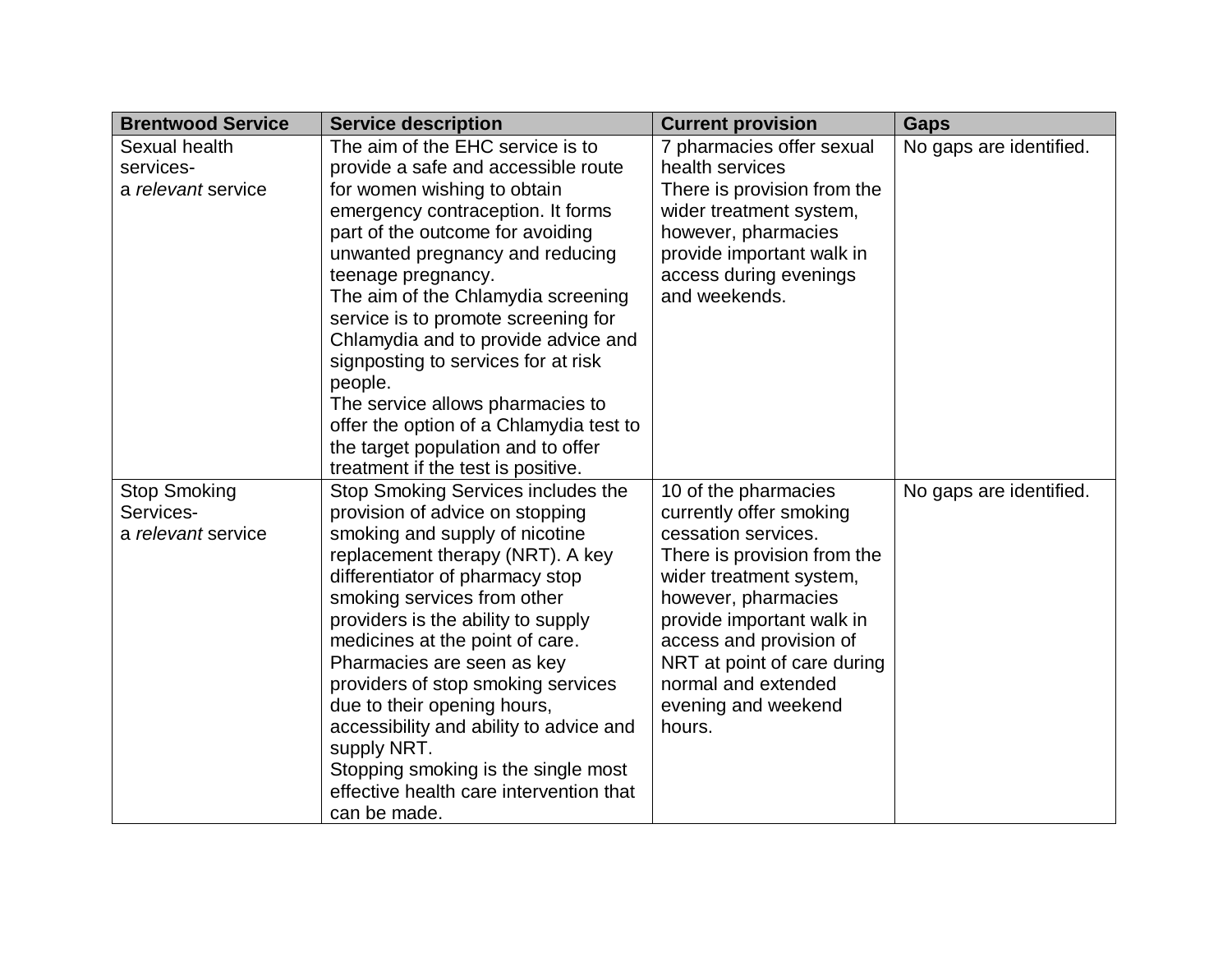| Brentwood Service | Service description | Current provision | Gaps |
|---|---|---|---|
| Sexual health services- a *relevant* service | The aim of the EHC service is to provide a safe and accessible route for women wishing to obtain emergency contraception. It forms part of the outcome for avoiding unwanted pregnancy and reducing teenage pregnancy.<br>The aim of the Chlamydia screening service is to promote screening for Chlamydia and to provide advice and signposting to services for at risk people.<br>The service allows pharmacies to offer the option of a Chlamydia test to the target population and to offer treatment if the test is positive. | 7 pharmacies offer sexual health services<br>There is provision from the wider treatment system, however, pharmacies provide important walk in access during evenings and weekends. | No gaps are identified. |
| Stop Smoking Services- a *relevant* service | Stop Smoking Services includes the provision of advice on stopping smoking and supply of nicotine replacement therapy (NRT). A key differentiator of pharmacy stop smoking services from other providers is the ability to supply medicines at the point of care. Pharmacies are seen as key providers of stop smoking services due to their opening hours, accessibility and ability to advice and supply NRT.<br>Stopping smoking is the single most effective health care intervention that can be made. | 10 of the pharmacies currently offer smoking cessation services.<br>There is provision from the wider treatment system, however, pharmacies provide important walk in access and provision of NRT at point of care during normal and extended evening and weekend hours. | No gaps are identified. |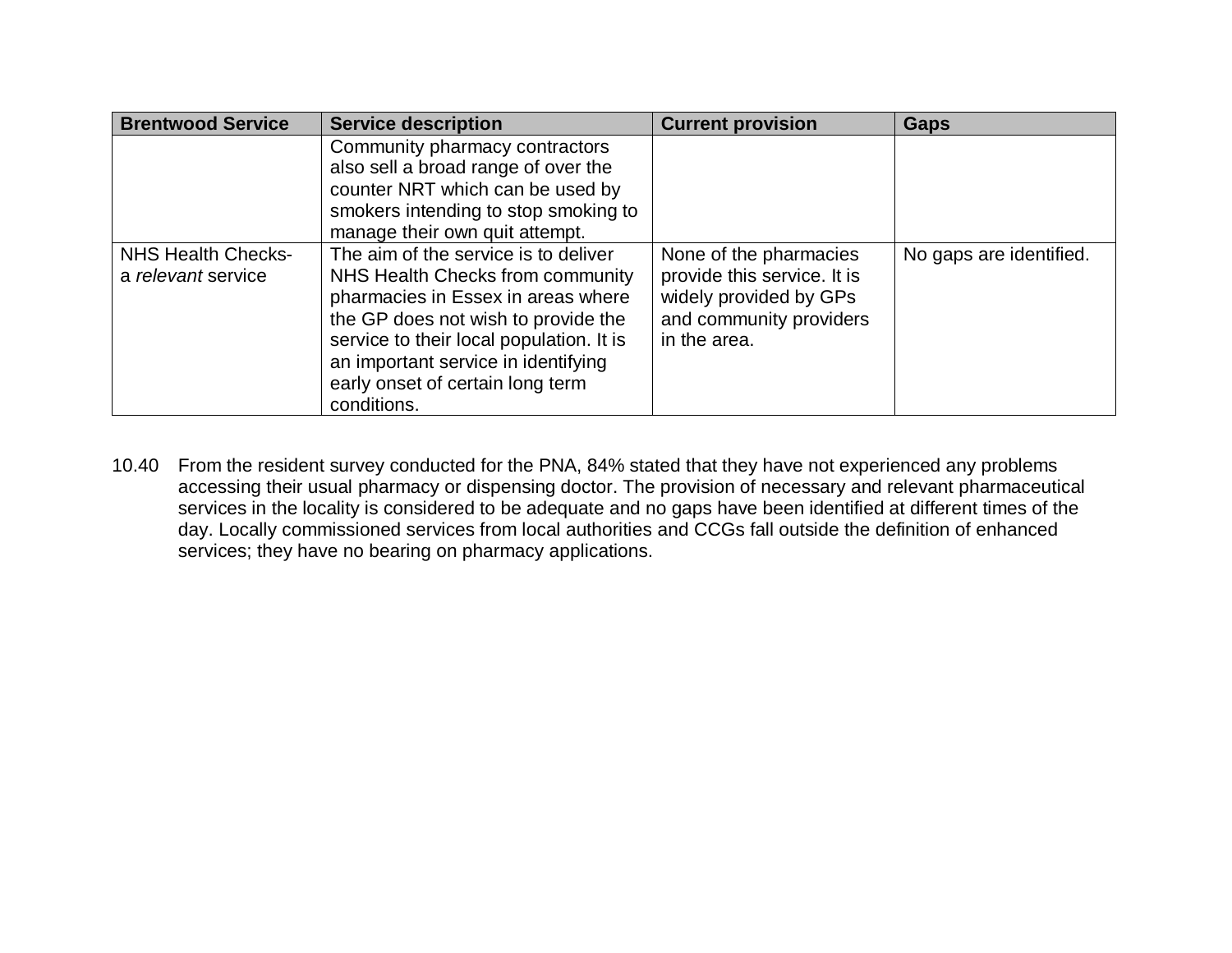| Brentwood Service | Service description | Current provision | Gaps |
|---|---|---|---|
| | Community pharmacy contractors also sell a broad range of over the counter NRT which can be used by smokers intending to stop smoking to manage their own quit attempt. | | |
| NHS Health Checks- a *relevant* service | The aim of the service is to deliver NHS Health Checks from community pharmacies in Essex in areas where the GP does not wish to provide the service to their local population. It is an important service in identifying early onset of certain long term conditions. | None of the pharmacies provide this service. It is widely provided by GPs and community providers in the area. | No gaps are identified. |

10.40 From the resident survey conducted for the PNA, 84% stated that they have not experienced any problems accessing their usual pharmacy or dispensing doctor. The provision of necessary and relevant pharmaceutical services in the locality is considered to be adequate and no gaps have been identified at different times of the day. Locally commissioned services from local authorities and CCGs fall outside the definition of enhanced services; they have no bearing on pharmacy applications.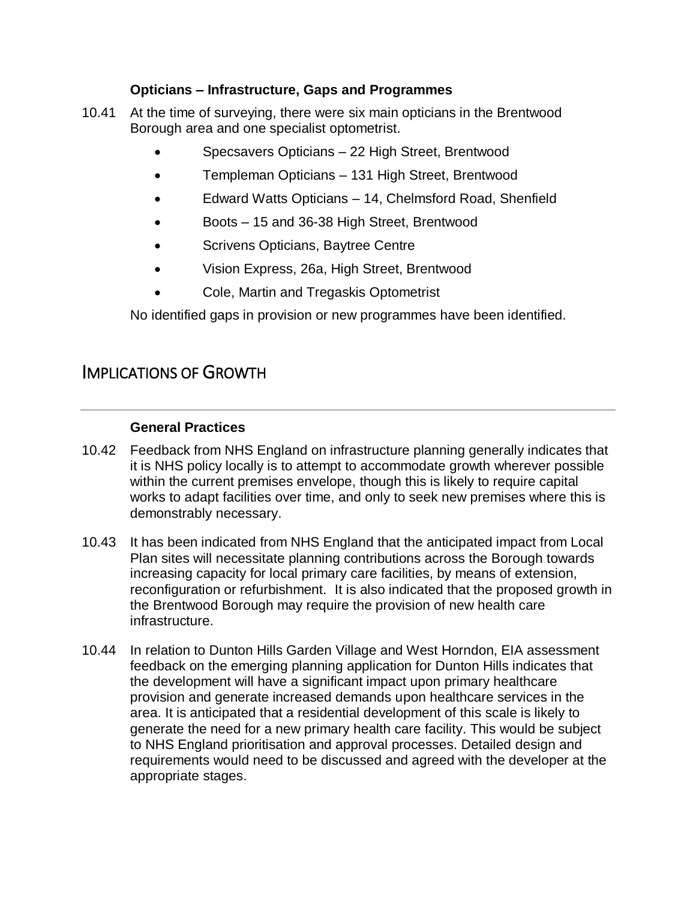**Opticians – Infrastructure, Gaps and Programmes**

10.41 At the time of surveying, there were six main opticians in the Brentwood Borough area and one specialist optometrist.

- Specsavers Opticians – 22 High Street, Brentwood
- Templeman Opticians – 131 High Street, Brentwood
- Edward Watts Opticians – 14, Chelmsford Road, Shenfield
- Boots – 15 and 36-38 High Street, Brentwood
- Scrivens Opticians, Baytree Centre
- Vision Express, 26a, High Street, Brentwood
- Cole, Martin and Tregaskis Optometrist

No identified gaps in provision or new programmes have been identified.

## Implications of Growth

**General Practices**

10.42 Feedback from NHS England on infrastructure planning generally indicates that it is NHS policy locally is to attempt to accommodate growth wherever possible within the current premises envelope, though this is likely to require capital works to adapt facilities over time, and only to seek new premises where this is demonstrably necessary.

10.43 It has been indicated from NHS England that the anticipated impact from Local Plan sites will necessitate planning contributions across the Borough towards increasing capacity for local primary care facilities, by means of extension, reconfiguration or refurbishment. It is also indicated that the proposed growth in the Brentwood Borough may require the provision of new health care infrastructure.

10.44 In relation to Dunton Hills Garden Village and West Horndon, EIA assessment feedback on the emerging planning application for Dunton Hills indicates that the development will have a significant impact upon primary healthcare provision and generate increased demands upon healthcare services in the area. It is anticipated that a residential development of this scale is likely to generate the need for a new primary health care facility. This would be subject to NHS England prioritisation and approval processes. Detailed design and requirements would need to be discussed and agreed with the developer at the appropriate stages.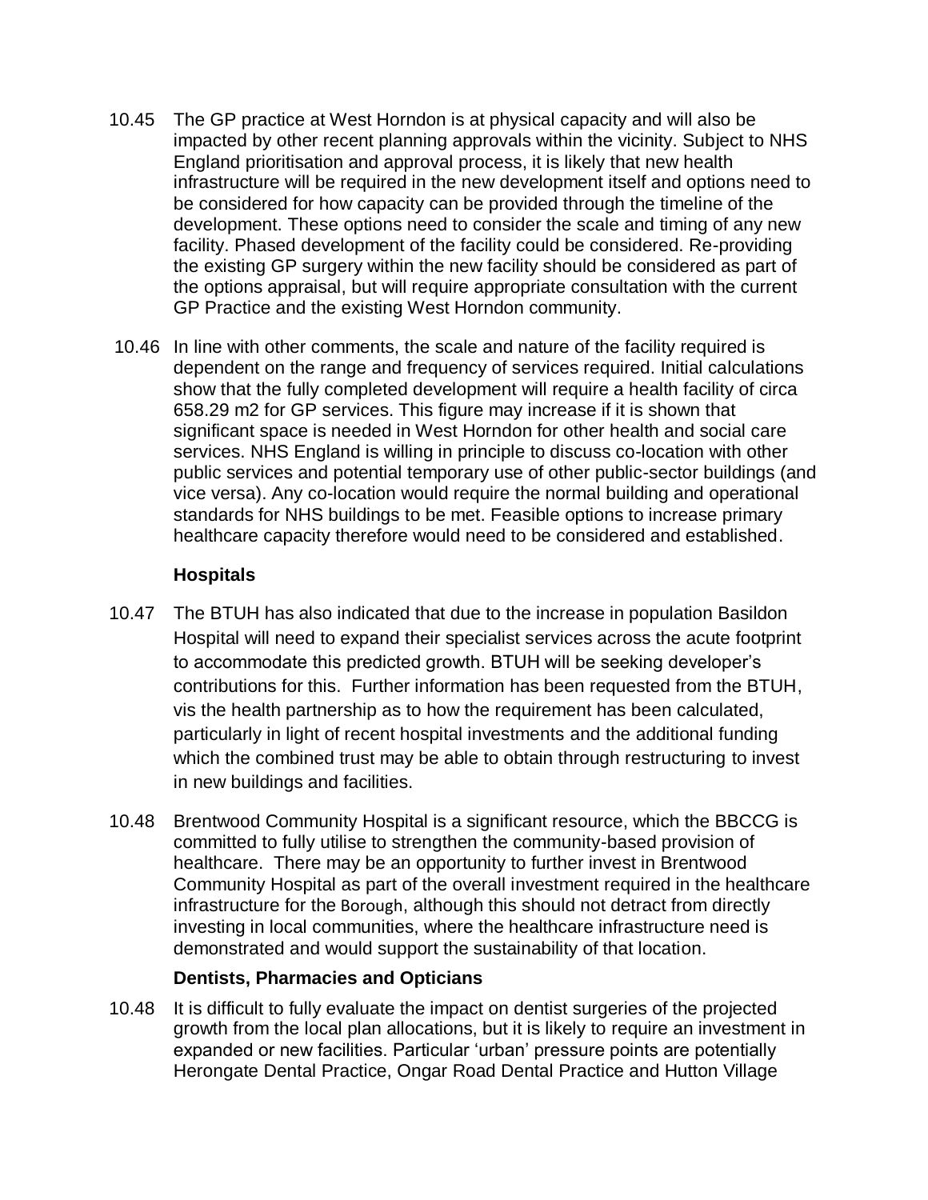10.45 The GP practice at West Horndon is at physical capacity and will also be impacted by other recent planning approvals within the vicinity. Subject to NHS England prioritisation and approval process, it is likely that new health infrastructure will be required in the new development itself and options need to be considered for how capacity can be provided through the timeline of the development. These options need to consider the scale and timing of any new facility. Phased development of the facility could be considered. Re-providing the existing GP surgery within the new facility should be considered as part of the options appraisal, but will require appropriate consultation with the current GP Practice and the existing West Horndon community.

10.46 In line with other comments, the scale and nature of the facility required is dependent on the range and frequency of services required. Initial calculations show that the fully completed development will require a health facility of circa 658.29 m2 for GP services. This figure may increase if it is shown that significant space is needed in West Horndon for other health and social care services. NHS England is willing in principle to discuss co-location with other public services and potential temporary use of other public-sector buildings (and vice versa). Any co-location would require the normal building and operational standards for NHS buildings to be met. Feasible options to increase primary healthcare capacity therefore would need to be considered and established.

**Hospitals**

10.47 The BTUH has also indicated that due to the increase in population Basildon Hospital will need to expand their specialist services across the acute footprint to accommodate this predicted growth. BTUH will be seeking developer's contributions for this. Further information has been requested from the BTUH, vis the health partnership as to how the requirement has been calculated, particularly in light of recent hospital investments and the additional funding which the combined trust may be able to obtain through restructuring to invest in new buildings and facilities.

10.48 Brentwood Community Hospital is a significant resource, which the BBCCG is committed to fully utilise to strengthen the community-based provision of healthcare. There may be an opportunity to further invest in Brentwood Community Hospital as part of the overall investment required in the healthcare infrastructure for the Borough, although this should not detract from directly investing in local communities, where the healthcare infrastructure need is demonstrated and would support the sustainability of that location.

**Dentists, Pharmacies and Opticians**

10.48 It is difficult to fully evaluate the impact on dentist surgeries of the projected growth from the local plan allocations, but it is likely to require an investment in expanded or new facilities. Particular 'urban' pressure points are potentially Herongate Dental Practice, Ongar Road Dental Practice and Hutton Village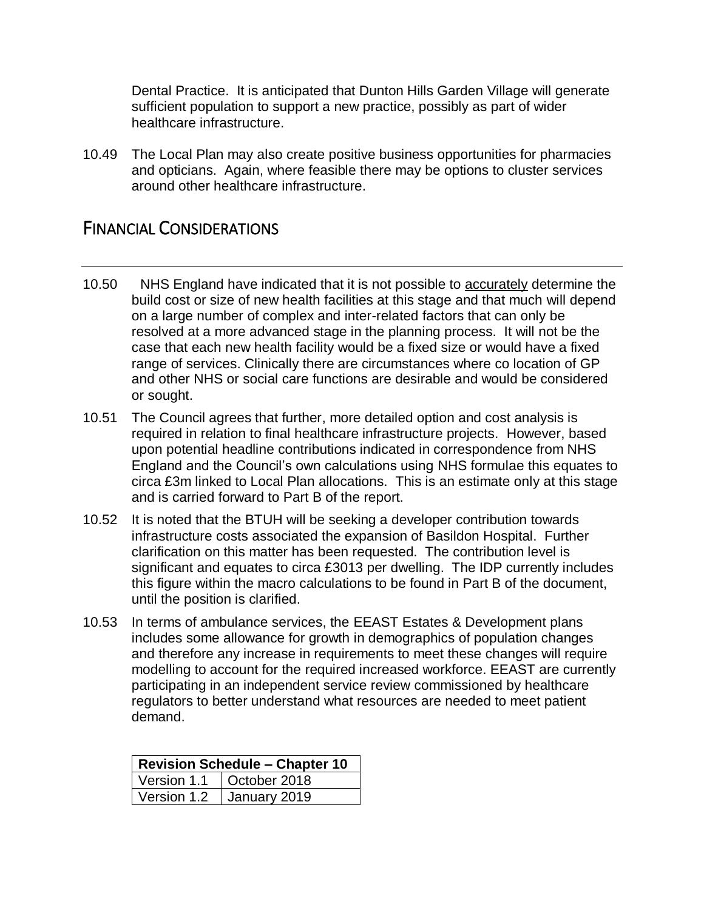Dental Practice. It is anticipated that Dunton Hills Garden Village will generate sufficient population to support a new practice, possibly as part of wider healthcare infrastructure.

10.49 The Local Plan may also create positive business opportunities for pharmacies and opticians. Again, where feasible there may be options to cluster services around other healthcare infrastructure.

## FINANCIAL CONSIDERATIONS

10.50 NHS England have indicated that it is not possible to <u>accurately</u> determine the build cost or size of new health facilities at this stage and that much will depend on a large number of complex and inter-related factors that can only be resolved at a more advanced stage in the planning process. It will not be the case that each new health facility would be a fixed size or would have a fixed range of services. Clinically there are circumstances where co location of GP and other NHS or social care functions are desirable and would be considered or sought.

10.51 The Council agrees that further, more detailed option and cost analysis is required in relation to final healthcare infrastructure projects. However, based upon potential headline contributions indicated in correspondence from NHS England and the Council's own calculations using NHS formulae this equates to circa £3m linked to Local Plan allocations. This is an estimate only at this stage and is carried forward to Part B of the report.

10.52 It is noted that the BTUH will be seeking a developer contribution towards infrastructure costs associated the expansion of Basildon Hospital. Further clarification on this matter has been requested. The contribution level is significant and equates to circa £3013 per dwelling. The IDP currently includes this figure within the macro calculations to be found in Part B of the document, until the position is clarified.

10.53 In terms of ambulance services, the EEAST Estates & Development plans includes some allowance for growth in demographics of population changes and therefore any increase in requirements to meet these changes will require modelling to account for the required increased workforce. EEAST are currently participating in an independent service review commissioned by healthcare regulators to better understand what resources are needed to meet patient demand.

| **Revision Schedule – Chapter 10** | |
|---|---|
| Version 1.1 | October 2018 |
| Version 1.2 | January 2019 |